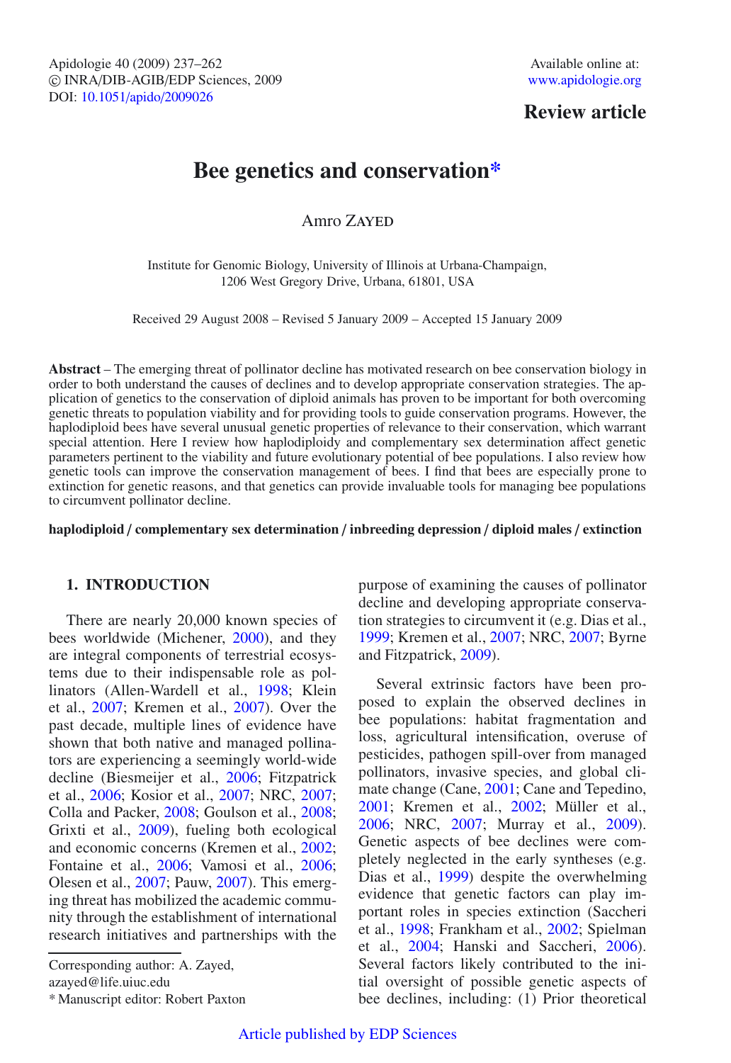Review article

# Bee genetics and conservation*

Amro Zayed

Institute for Genomic Biology, University of Illinois at Urbana-Champaign, 1206 West Gregory Drive, Urbana, 61801, USA

Received 29 August 2008 – Revised 5 January 2009 – Accepted 15 January 2009

**Abstract** – The emerging threat of pollinator decline has motivated research on bee conservation biology in order to both understand the causes of declines and to develop appropriate conservation strategies. The application of genetics to the conservation of diploid animals has proven to be important for both overcoming genetic threats to population viability and for providing tools to guide conservation programs. However, the haplodiploid bees have several unusual genetic properties of relevance to their conservation, which warrant special attention. Here I review how haplodiploidy and complementary sex determination affect genetic parameters pertinent to the viability and future evolutionary potential of bee populations. I also review how genetic tools can improve the conservation management of bees. I find that bees are especially prone to extinction for genetic reasons, and that genetics can provide invaluable tools for managing bee populations to circumvent pollinator decline.

**haplodiploid / complementary sex determination / inbreeding depression / diploid males / extinction**

## 1. INTRODUCTION

There are nearly 20,000 known species of bees worldwide (Michener, 2000), and they are integral components of terrestrial ecosystems due to their indispensable role as pollinators (Allen-Wardell et al., 1998; Klein et al., 2007; Kremen et al., 2007). Over the past decade, multiple lines of evidence have shown that both native and managed pollinators are experiencing a seemingly world-wide decline (Biesmeijer et al., 2006; Fitzpatrick et al., 2006; Kosior et al., 2007; NRC, 2007; Colla and Packer, 2008; Goulson et al., 2008; Grixti et al., 2009), fueling both ecological and economic concerns (Kremen et al., 2002; Fontaine et al., 2006; Vamosi et al., 2006; Olesen et al., 2007; Pauw, 2007). This emerging threat has mobilized the academic community through the establishment of international research initiatives and partnerships with the purpose of examining the causes of pollinator decline and developing appropriate conservation strategies to circumvent it (e.g. Dias et al., 1999; Kremen et al., 2007; NRC, 2007; Byrne and Fitzpatrick, 2009).

Several extrinsic factors have been proposed to explain the observed declines in bee populations: habitat fragmentation and loss, agricultural intensification, overuse of pesticides, pathogen spill-over from managed pollinators, invasive species, and global climate change (Cane, 2001; Cane and Tepedino, 2001; Kremen et al., 2002; Müller et al., 2006; NRC, 2007; Murray et al., 2009). Genetic aspects of bee declines were completely neglected in the early syntheses (e.g. Dias et al., 1999) despite the overwhelming evidence that genetic factors can play important roles in species extinction (Saccheri et al., 1998; Frankham et al., 2002; Spielman et al., 2004; Hanski and Saccheri, 2006). Several factors likely contributed to the initial oversight of possible genetic aspects of bee declines, including: (1) Prior theoretical

Corresponding author: A. Zayed, azayed@life.uiuc.edu

* Manuscript editor: Robert Paxton

Article published by EDP Sciences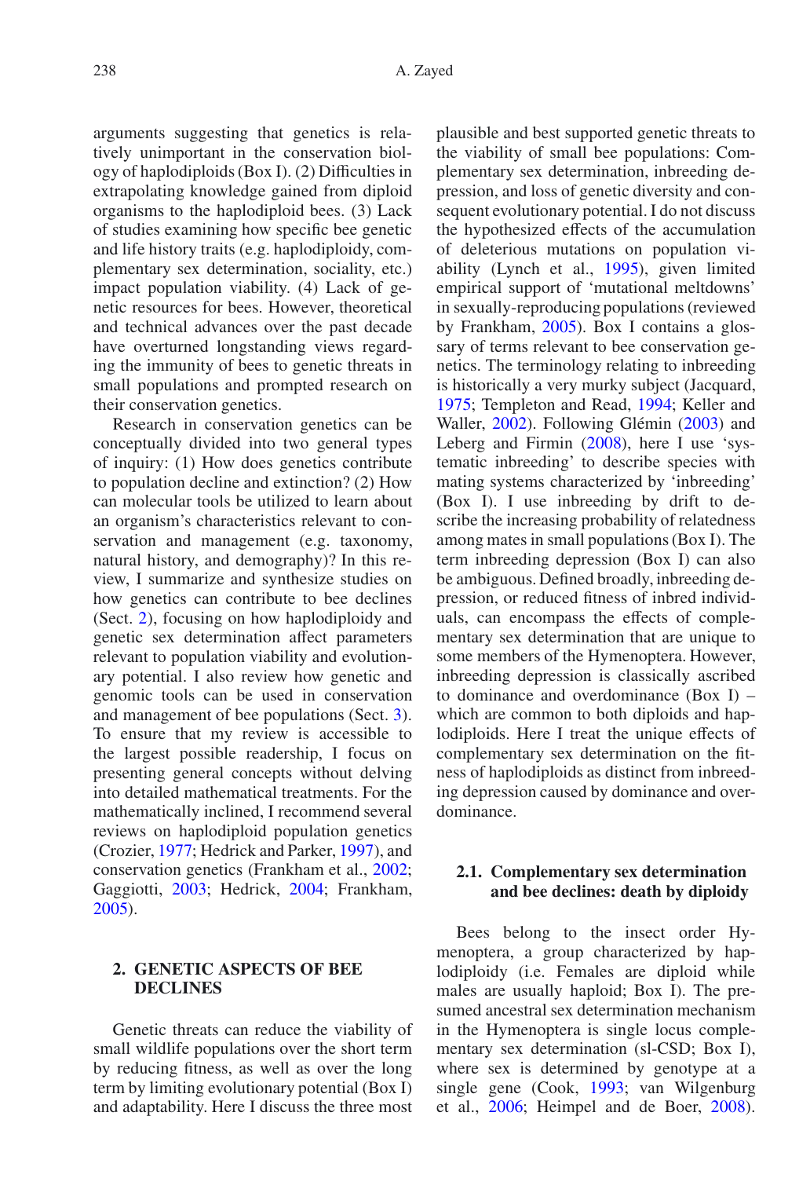arguments suggesting that genetics is relatively unimportant in the conservation biology of haplodiploids (Box I). (2) Difficulties in extrapolating knowledge gained from diploid organisms to the haplodiploid bees. (3) Lack of studies examining how specific bee genetic and life history traits (e.g. haplodiploidy, complementary sex determination, sociality, etc.) impact population viability. (4) Lack of genetic resources for bees. However, theoretical and technical advances over the past decade have overturned longstanding views regarding the immunity of bees to genetic threats in small populations and prompted research on their conservation genetics.

Research in conservation genetics can be conceptually divided into two general types of inquiry: (1) How does genetics contribute to population decline and extinction? (2) How can molecular tools be utilized to learn about an organism's characteristics relevant to conservation and management (e.g. taxonomy, natural history, and demography)? In this review, I summarize and synthesize studies on how genetics can contribute to bee declines (Sect. 2), focusing on how haplodiploidy and genetic sex determination affect parameters relevant to population viability and evolutionary potential. I also review how genetic and genomic tools can be used in conservation and management of bee populations (Sect. 3). To ensure that my review is accessible to the largest possible readership, I focus on presenting general concepts without delving into detailed mathematical treatments. For the mathematically inclined, I recommend several reviews on haplodiploid population genetics (Crozier, 1977; Hedrick and Parker, 1997), and conservation genetics (Frankham et al., 2002; Gaggiotti, 2003; Hedrick, 2004; Frankham, 2005).

## 2. GENETIC ASPECTS OF BEE DECLINES

Genetic threats can reduce the viability of small wildlife populations over the short term by reducing fitness, as well as over the long term by limiting evolutionary potential (Box I) and adaptability. Here I discuss the three most plausible and best supported genetic threats to the viability of small bee populations: Complementary sex determination, inbreeding depression, and loss of genetic diversity and consequent evolutionary potential. I do not discuss the hypothesized effects of the accumulation of deleterious mutations on population viability (Lynch et al., 1995), given limited empirical support of 'mutational meltdowns' in sexually-reproducing populations (reviewed by Frankham, 2005). Box I contains a glossary of terms relevant to bee conservation genetics. The terminology relating to inbreeding is historically a very murky subject (Jacquard, 1975; Templeton and Read, 1994; Keller and Waller, 2002). Following Glémin (2003) and Leberg and Firmin (2008), here I use 'systematic inbreeding' to describe species with mating systems characterized by 'inbreeding' (Box I). I use inbreeding by drift to describe the increasing probability of relatedness among mates in small populations (Box I). The term inbreeding depression (Box I) can also be ambiguous. Defined broadly, inbreeding depression, or reduced fitness of inbred individuals, can encompass the effects of complementary sex determination that are unique to some members of the Hymenoptera. However, inbreeding depression is classically ascribed to dominance and overdominance (Box I) – which are common to both diploids and haplodiploids. Here I treat the unique effects of complementary sex determination on the fitness of haplodiploids as distinct from inbreeding depression caused by dominance and overdominance.

### 2.1. Complementary sex determination and bee declines: death by diploidy

Bees belong to the insect order Hymenoptera, a group characterized by haplodiploidy (i.e. Females are diploid while males are usually haploid; Box I). The presumed ancestral sex determination mechanism in the Hymenoptera is single locus complementary sex determination (sl-CSD; Box I), where sex is determined by genotype at a single gene (Cook, 1993; van Wilgenburg et al., 2006; Heimpel and de Boer, 2008).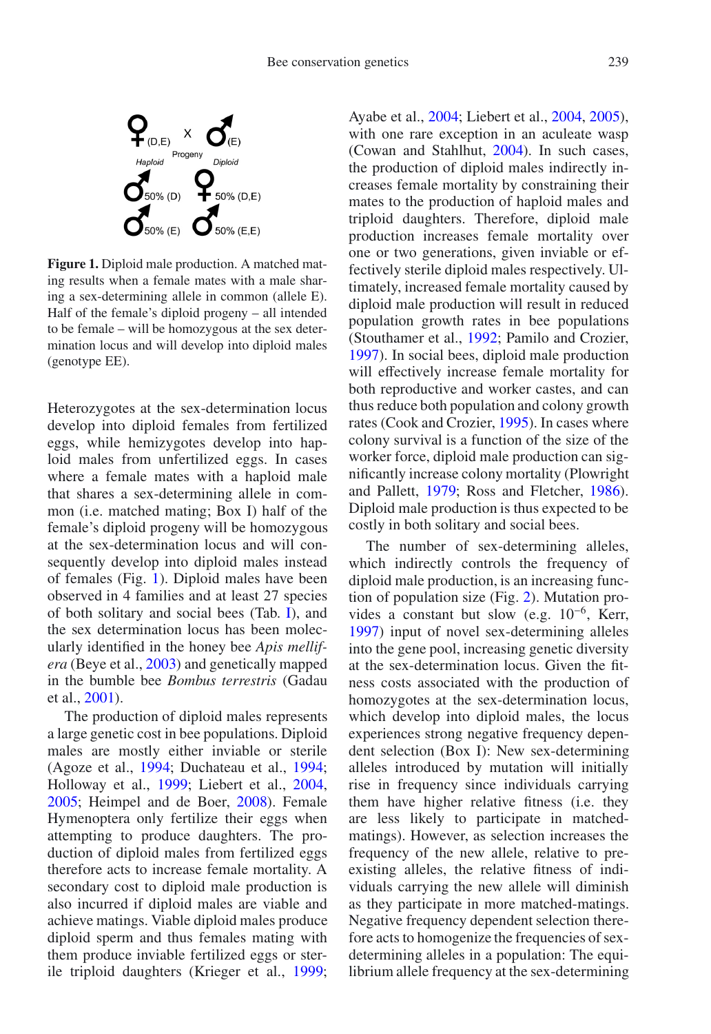♀(D,E) x ♂(E)

Progeny

Haploid ♂ 50% (D) ♂ 50% (E)

Diploid ♀ 50% (D,E) ♂ 50% (E,E)

**Figure 1.** Diploid male production. A matched mating results when a female mates with a male sharing a sex-determining allele in common (allele E). Half of the female's diploid progeny – all intended to be female – will be homozygous at the sex determination locus and will develop into diploid males (genotype EE).

Heterozygotes at the sex-determination locus develop into diploid females from fertilized eggs, while hemizygotes develop into haploid males from unfertilized eggs. In cases where a female mates with a haploid male that shares a sex-determining allele in common (i.e. matched mating; Box I) half of the female's diploid progeny will be homozygous at the sex-determination locus and will consequently develop into diploid males instead of females (Fig. 1). Diploid males have been observed in 4 families and at least 27 species of both solitary and social bees (Tab. I), and the sex determination locus has been molecularly identified in the honey bee *Apis mellifera* (Beye et al., 2003) and genetically mapped in the bumble bee *Bombus terrestris* (Gadau et al., 2001).

The production of diploid males represents a large genetic cost in bee populations. Diploid males are mostly either inviable or sterile (Agoze et al., 1994; Duchateau et al., 1994; Holloway et al., 1999; Liebert et al., 2004, 2005; Heimpel and de Boer, 2008). Female Hymenoptera only fertilize their eggs when attempting to produce daughters. The production of diploid males from fertilized eggs therefore acts to increase female mortality. A secondary cost to diploid male production is also incurred if diploid males are viable and achieve matings. Viable diploid males produce diploid sperm and thus females mating with them produce inviable fertilized eggs or sterile triploid daughters (Krieger et al., 1999; Ayabe et al., 2004; Liebert et al., 2004, 2005), with one rare exception in an aculeate wasp (Cowan and Stahlhut, 2004). In such cases, the production of diploid males indirectly increases female mortality by constraining their mates to the production of haploid males and triploid daughters. Therefore, diploid male production increases female mortality over one or two generations, given inviable or effectively sterile diploid males respectively. Ultimately, increased female mortality caused by diploid male production will result in reduced population growth rates in bee populations (Stouthamer et al., 1992; Pamilo and Crozier, 1997). In social bees, diploid male production will effectively increase female mortality for both reproductive and worker castes, and can thus reduce both population and colony growth rates (Cook and Crozier, 1995). In cases where colony survival is a function of the size of the worker force, diploid male production can significantly increase colony mortality (Plowright and Pallett, 1979; Ross and Fletcher, 1986). Diploid male production is thus expected to be costly in both solitary and social bees.

The number of sex-determining alleles, which indirectly controls the frequency of diploid male production, is an increasing function of population size (Fig. 2). Mutation provides a constant but slow (e.g. $10^{-6}$, Kerr, 1997) input of novel sex-determining alleles into the gene pool, increasing genetic diversity at the sex-determination locus. Given the fitness costs associated with the production of homozygotes at the sex-determination locus, which develop into diploid males, the locus experiences strong negative frequency dependent selection (Box I): New sex-determining alleles introduced by mutation will initially rise in frequency since individuals carrying them have higher relative fitness (i.e. they are less likely to participate in matched-matings). However, as selection increases the frequency of the new allele, relative to preexisting alleles, the relative fitness of individuals carrying the new allele will diminish as they participate in more matched-matings. Negative frequency dependent selection therefore acts to homogenize the frequencies of sex-determining alleles in a population: The equilibrium allele frequency at the sex-determining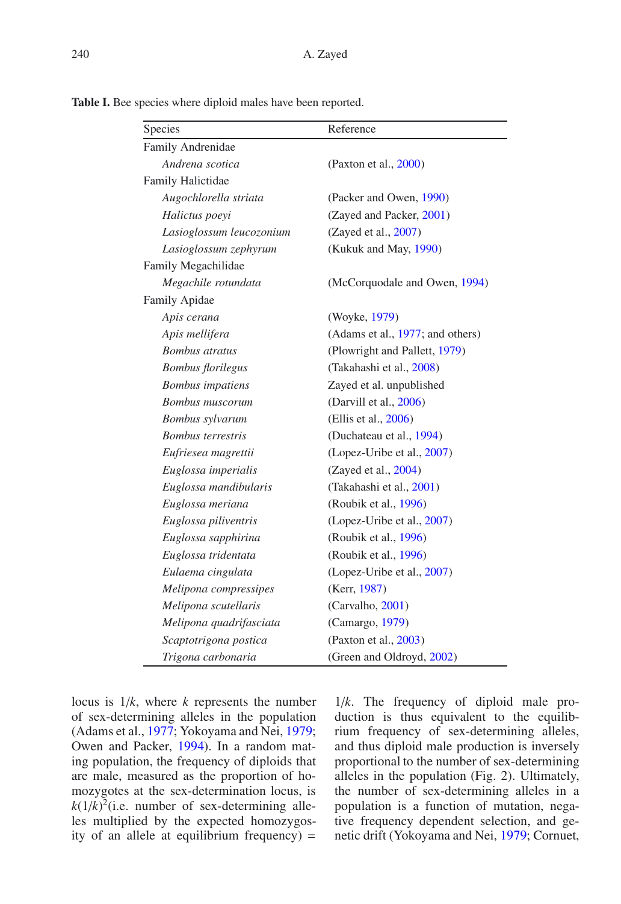**Table I.** Bee species where diploid males have been reported.

| Species | Reference |
|---|---|
| Family Andrenidae | |
| *Andrena scotica* | (Paxton et al., 2000) |
| Family Halictidae | |
| *Augochlorella striata* | (Packer and Owen, 1990) |
| *Halictus poeyi* | (Zayed and Packer, 2001) |
| *Lasioglossum leucozonium* | (Zayed et al., 2007) |
| *Lasioglossum zephyrum* | (Kukuk and May, 1990) |
| Family Megachilidae | |
| *Megachile rotundata* | (McCorquodale and Owen, 1994) |
| Family Apidae | |
| *Apis cerana* | (Woyke, 1979) |
| *Apis mellifera* | (Adams et al., 1977; and others) |
| *Bombus atratus* | (Plowright and Pallett, 1979) |
| *Bombus florilegus* | (Takahashi et al., 2008) |
| *Bombus impatiens* | Zayed et al. unpublished |
| *Bombus muscorum* | (Darvill et al., 2006) |
| *Bombus sylvarum* | (Ellis et al., 2006) |
| *Bombus terrestris* | (Duchateau et al., 1994) |
| *Eufriesea magrettii* | (Lopez-Uribe et al., 2007) |
| *Euglossa imperialis* | (Zayed et al., 2004) |
| *Euglossa mandibularis* | (Takahashi et al., 2001) |
| *Euglossa meriana* | (Roubik et al., 1996) |
| *Euglossa piliventris* | (Lopez-Uribe et al., 2007) |
| *Euglossa sapphirina* | (Roubik et al., 1996) |
| *Euglossa tridentata* | (Roubik et al., 1996) |
| *Eulaema cingulata* | (Lopez-Uribe et al., 2007) |
| *Melipona compressipes* | (Kerr, 1987) |
| *Melipona scutellaris* | (Carvalho, 2001) |
| *Melipona quadrifasciata* | (Camargo, 1979) |
| *Scaptotrigona postica* | (Paxton et al., 2003) |
| *Trigona carbonaria* | (Green and Oldroyd, 2002) |

locus is $1/k$, where $k$ represents the number of sex-determining alleles in the population (Adams et al., 1977; Yokoyama and Nei, 1979; Owen and Packer, 1994). In a random mating population, the frequency of diploids that are male, measured as the proportion of homozygotes at the sex-determination locus, is $k(1/k)^2$(i.e. number of sex-determining alleles multiplied by the expected homozygosity of an allele at equilibrium frequency) = $1/k$. The frequency of diploid male production is thus equivalent to the equilibrium frequency of sex-determining alleles, and thus diploid male production is inversely proportional to the number of sex-determining alleles in the population (Fig. 2). Ultimately, the number of sex-determining alleles in a population is a function of mutation, negative frequency dependent selection, and genetic drift (Yokoyama and Nei, 1979; Cornuet,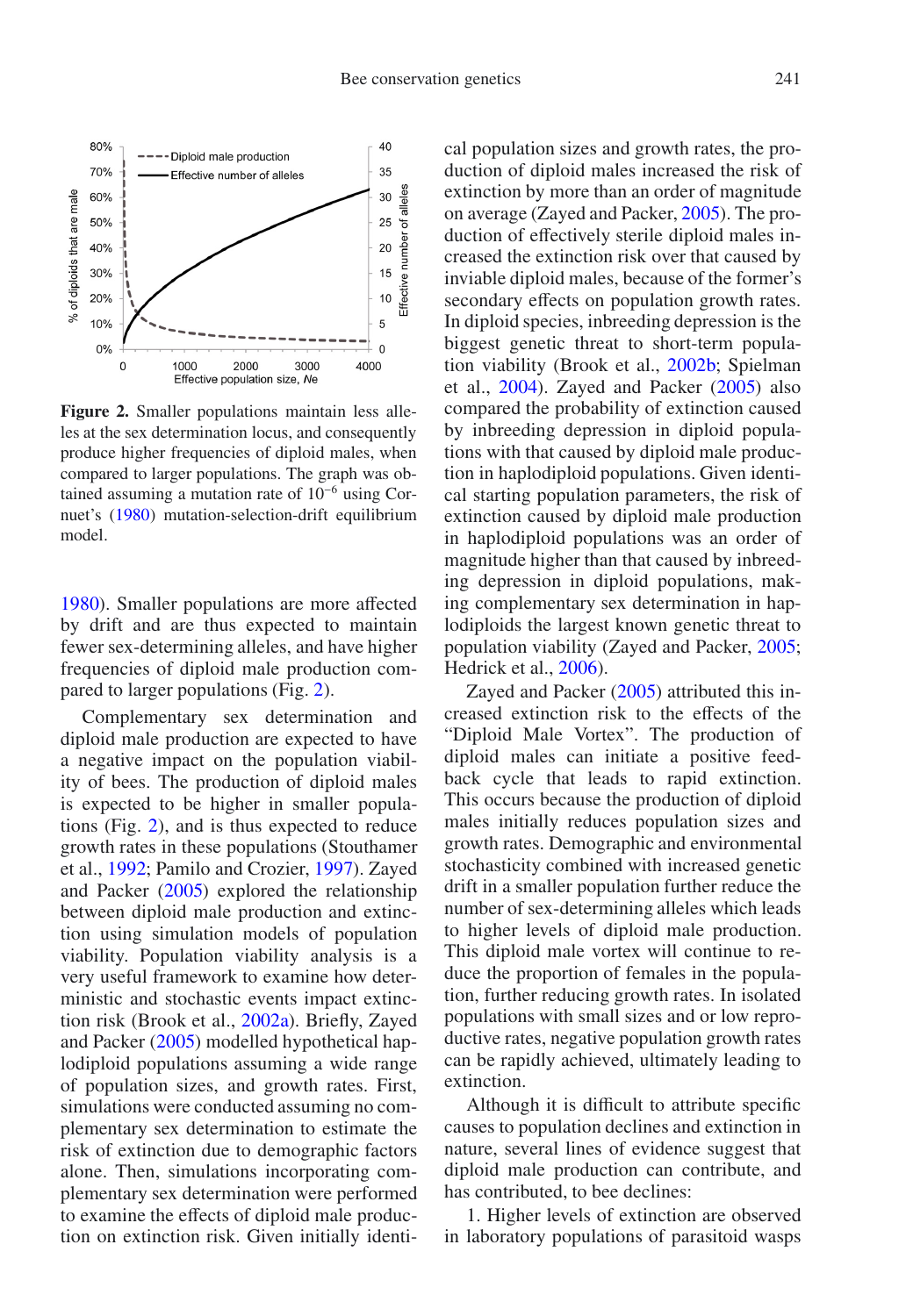80%
70%
60%
50%
40%
30%
20%
10%
0%

% of diploids that are male

Diploid male production
Effective number of alleles

40
35
30
25
20
15
10
5
0

Effective number of alleles

0
1000
2000
3000
4000

Effective population size, *Ne*

**Figure 2.** Smaller populations maintain less alleles at the sex determination locus, and consequently produce higher frequencies of diploid males, when compared to larger populations. The graph was obtained assuming a mutation rate of $10^{-6}$ using Cornuet's (1980) mutation-selection-drift equilibrium model.

1980). Smaller populations are more affected by drift and are thus expected to maintain fewer sex-determining alleles, and have higher frequencies of diploid male production compared to larger populations (Fig. 2).

Complementary sex determination and diploid male production are expected to have a negative impact on the population viability of bees. The production of diploid males is expected to be higher in smaller populations (Fig. 2), and is thus expected to reduce growth rates in these populations (Stouthamer et al., 1992; Pamilo and Crozier, 1997). Zayed and Packer (2005) explored the relationship between diploid male production and extinction using simulation models of population viability. Population viability analysis is a very useful framework to examine how deterministic and stochastic events impact extinction risk (Brook et al., 2002a). Briefly, Zayed and Packer (2005) modelled hypothetical haplodiploid populations assuming a wide range of population sizes, and growth rates. First, simulations were conducted assuming no complementary sex determination to estimate the risk of extinction due to demographic factors alone. Then, simulations incorporating complementary sex determination were performed to examine the effects of diploid male production on extinction risk. Given initially identical population sizes and growth rates, the production of diploid males increased the risk of extinction by more than an order of magnitude on average (Zayed and Packer, 2005). The production of effectively sterile diploid males increased the extinction risk over that caused by inviable diploid males, because of the former's secondary effects on population growth rates. In diploid species, inbreeding depression is the biggest genetic threat to short-term population viability (Brook et al., 2002b; Spielman et al., 2004). Zayed and Packer (2005) also compared the probability of extinction caused by inbreeding depression in diploid populations with that caused by diploid male production in haplodiploid populations. Given identical starting population parameters, the risk of extinction caused by diploid male production in haplodiploid populations was an order of magnitude higher than that caused by inbreeding depression in diploid populations, making complementary sex determination in haplodiploids the largest known genetic threat to population viability (Zayed and Packer, 2005; Hedrick et al., 2006).

Zayed and Packer (2005) attributed this increased extinction risk to the effects of the "Diploid Male Vortex". The production of diploid males can initiate a positive feedback cycle that leads to rapid extinction. This occurs because the production of diploid males initially reduces population sizes and growth rates. Demographic and environmental stochasticity combined with increased genetic drift in a smaller population further reduce the number of sex-determining alleles which leads to higher levels of diploid male production. This diploid male vortex will continue to reduce the proportion of females in the population, further reducing growth rates. In isolated populations with small sizes and or low reproductive rates, negative population growth rates can be rapidly achieved, ultimately leading to extinction.

Although it is difficult to attribute specific causes to population declines and extinction in nature, several lines of evidence suggest that diploid male production can contribute, and has contributed, to bee declines:

1. Higher levels of extinction are observed in laboratory populations of parasitoid wasps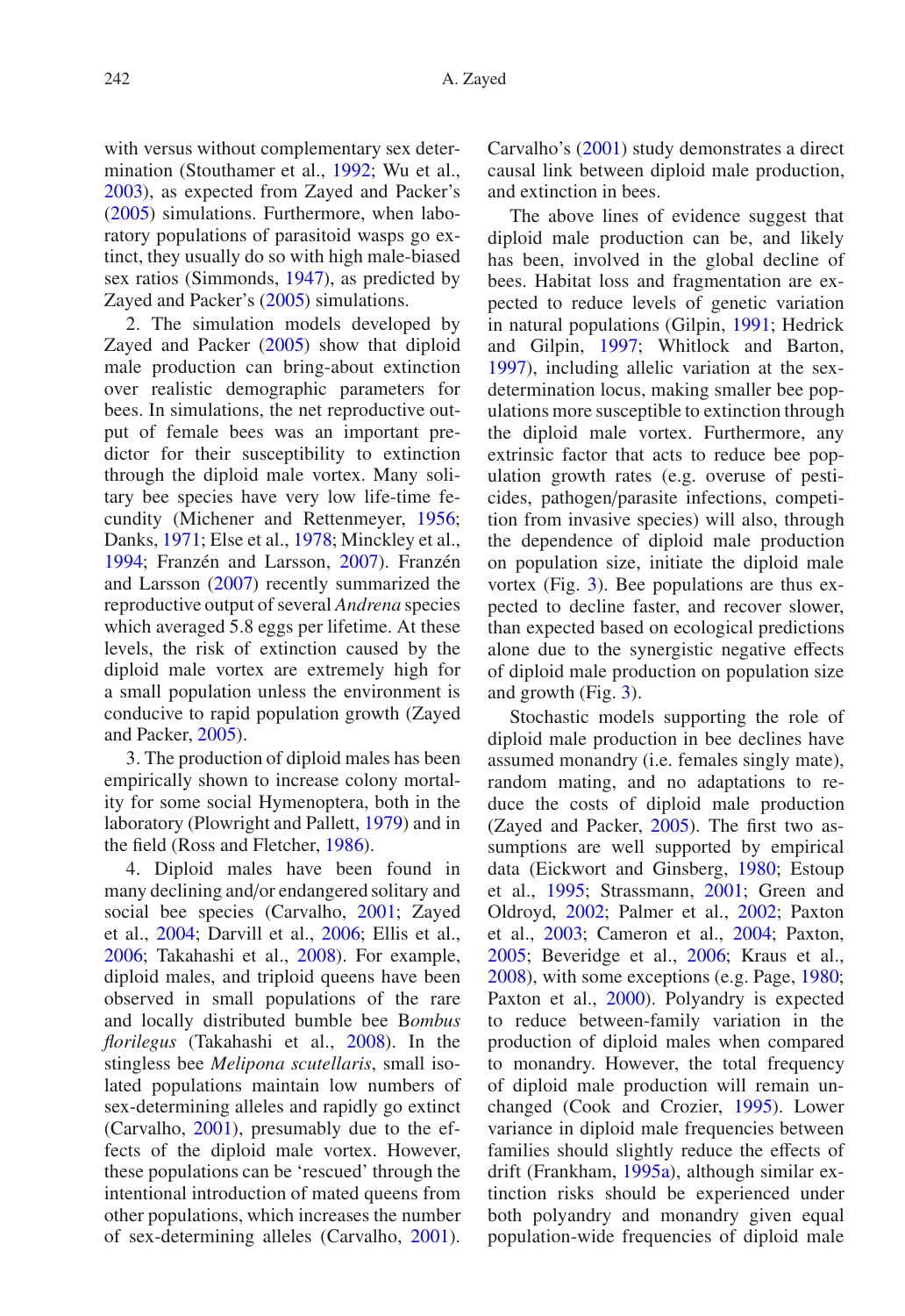with versus without complementary sex determination (Stouthamer et al., 1992; Wu et al., 2003), as expected from Zayed and Packer's (2005) simulations. Furthermore, when laboratory populations of parasitoid wasps go extinct, they usually do so with high male-biased sex ratios (Simmonds, 1947), as predicted by Zayed and Packer's (2005) simulations.

2. The simulation models developed by Zayed and Packer (2005) show that diploid male production can bring-about extinction over realistic demographic parameters for bees. In simulations, the net reproductive output of female bees was an important predictor for their susceptibility to extinction through the diploid male vortex. Many solitary bee species have very low life-time fecundity (Michener and Rettenmeyer, 1956; Danks, 1971; Else et al., 1978; Minckley et al., 1994; Franzén and Larsson, 2007). Franzén and Larsson (2007) recently summarized the reproductive output of several *Andrena* species which averaged 5.8 eggs per lifetime. At these levels, the risk of extinction caused by the diploid male vortex are extremely high for a small population unless the environment is conducive to rapid population growth (Zayed and Packer, 2005).

3. The production of diploid males has been empirically shown to increase colony mortality for some social Hymenoptera, both in the laboratory (Plowright and Pallett, 1979) and in the field (Ross and Fletcher, 1986).

4. Diploid males have been found in many declining and/or endangered solitary and social bee species (Carvalho, 2001; Zayed et al., 2004; Darvill et al., 2006; Ellis et al., 2006; Takahashi et al., 2008). For example, diploid males, and triploid queens have been observed in small populations of the rare and locally distributed bumble bee B*ombus florilegus* (Takahashi et al., 2008). In the stingless bee *Melipona scutellaris*, small isolated populations maintain low numbers of sex-determining alleles and rapidly go extinct (Carvalho, 2001), presumably due to the effects of the diploid male vortex. However, these populations can be 'rescued' through the intentional introduction of mated queens from other populations, which increases the number of sex-determining alleles (Carvalho, 2001). Carvalho's (2001) study demonstrates a direct causal link between diploid male production, and extinction in bees.

The above lines of evidence suggest that diploid male production can be, and likely has been, involved in the global decline of bees. Habitat loss and fragmentation are expected to reduce levels of genetic variation in natural populations (Gilpin, 1991; Hedrick and Gilpin, 1997; Whitlock and Barton, 1997), including allelic variation at the sex-determination locus, making smaller bee populations more susceptible to extinction through the diploid male vortex. Furthermore, any extrinsic factor that acts to reduce bee population growth rates (e.g. overuse of pesticides, pathogen/parasite infections, competition from invasive species) will also, through the dependence of diploid male production on population size, initiate the diploid male vortex (Fig. 3). Bee populations are thus expected to decline faster, and recover slower, than expected based on ecological predictions alone due to the synergistic negative effects of diploid male production on population size and growth (Fig. 3).

Stochastic models supporting the role of diploid male production in bee declines have assumed monandry (i.e. females singly mate), random mating, and no adaptations to reduce the costs of diploid male production (Zayed and Packer, 2005). The first two assumptions are well supported by empirical data (Eickwort and Ginsberg, 1980; Estoup et al., 1995; Strassmann, 2001; Green and Oldroyd, 2002; Palmer et al., 2002; Paxton et al., 2003; Cameron et al., 2004; Paxton, 2005; Beveridge et al., 2006; Kraus et al., 2008), with some exceptions (e.g. Page, 1980; Paxton et al., 2000). Polyandry is expected to reduce between-family variation in the production of diploid males when compared to monandry. However, the total frequency of diploid male production will remain unchanged (Cook and Crozier, 1995). Lower variance in diploid male frequencies between families should slightly reduce the effects of drift (Frankham, 1995a), although similar extinction risks should be experienced under both polyandry and monandry given equal population-wide frequencies of diploid male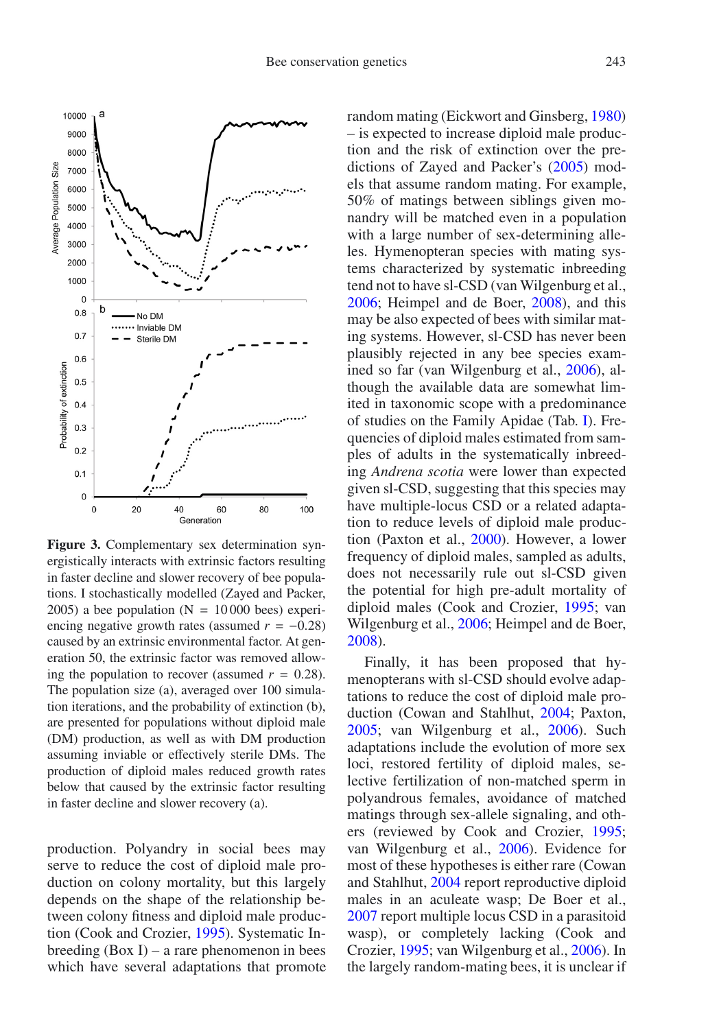**Figure 3.** Complementary sex determination synergistically interacts with extrinsic factors resulting in faster decline and slower recovery of bee populations. I stochastically modelled (Zayed and Packer, 2005) a bee population (N = 10 000 bees) experiencing negative growth rates (assumed $r = -0.28$) caused by an extrinsic environmental factor. At generation 50, the extrinsic factor was removed allowing the population to recover (assumed $r = 0.28$). The population size (a), averaged over 100 simulation iterations, and the probability of extinction (b), are presented for populations without diploid male (DM) production, as well as with DM production assuming inviable or effectively sterile DMs. The production of diploid males reduced growth rates below that caused by the extrinsic factor resulting in faster decline and slower recovery (a).

production. Polyandry in social bees may serve to reduce the cost of diploid male production on colony mortality, but this largely depends on the shape of the relationship between colony fitness and diploid male production (Cook and Crozier, 1995). Systematic Inbreeding (Box I) – a rare phenomenon in bees which have several adaptations that promote random mating (Eickwort and Ginsberg, 1980) – is expected to increase diploid male production and the risk of extinction over the predictions of Zayed and Packer's (2005) models that assume random mating. For example, 50% of matings between siblings given monandry will be matched even in a population with a large number of sex-determining alleles. Hymenopteran species with mating systems characterized by systematic inbreeding tend not to have sl-CSD (van Wilgenburg et al., 2006; Heimpel and de Boer, 2008), and this may be also expected of bees with similar mating systems. However, sl-CSD has never been plausibly rejected in any bee species examined so far (van Wilgenburg et al., 2006), although the available data are somewhat limited in taxonomic scope with a predominance of studies on the Family Apidae (Tab. I). Frequencies of diploid males estimated from samples of adults in the systematically inbreeding *Andrena scotia* were lower than expected given sl-CSD, suggesting that this species may have multiple-locus CSD or a related adaptation to reduce levels of diploid male production (Paxton et al., 2000). However, a lower frequency of diploid males, sampled as adults, does not necessarily rule out sl-CSD given the potential for high pre-adult mortality of diploid males (Cook and Crozier, 1995; van Wilgenburg et al., 2006; Heimpel and de Boer, 2008).

Finally, it has been proposed that hymenopterans with sl-CSD should evolve adaptations to reduce the cost of diploid male production (Cowan and Stahlhut, 2004; Paxton, 2005; van Wilgenburg et al., 2006). Such adaptations include the evolution of more sex loci, restored fertility of diploid males, selective fertilization of non-matched sperm in polyandrous females, avoidance of matched matings through sex-allele signaling, and others (reviewed by Cook and Crozier, 1995; van Wilgenburg et al., 2006). Evidence for most of these hypotheses is either rare (Cowan and Stahlhut, 2004 report reproductive diploid males in an aculeate wasp; De Boer et al., 2007 report multiple locus CSD in a parasitoid wasp), or completely lacking (Cook and Crozier, 1995; van Wilgenburg et al., 2006). In the largely random-mating bees, it is unclear if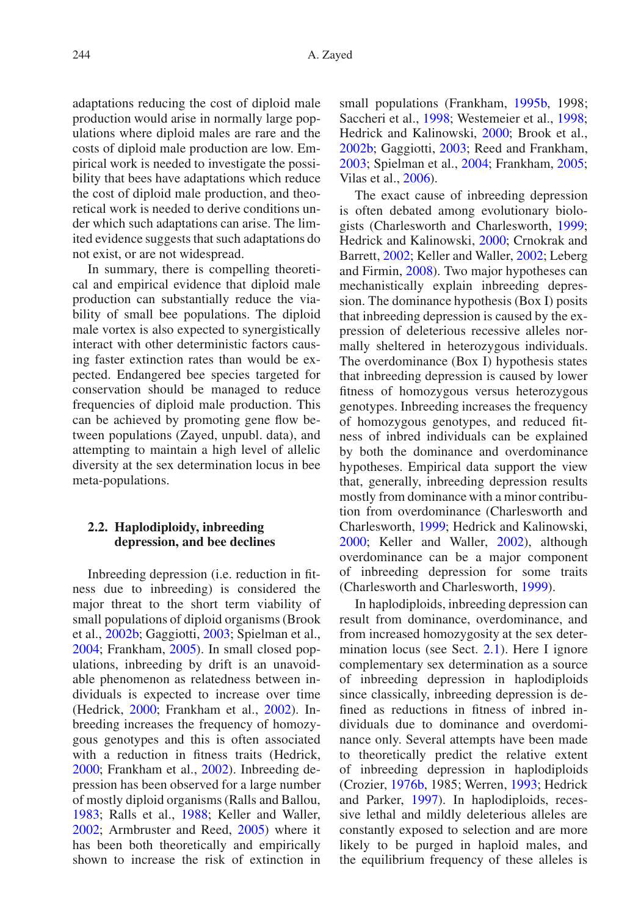adaptations reducing the cost of diploid male production would arise in normally large populations where diploid males are rare and the costs of diploid male production are low. Empirical work is needed to investigate the possibility that bees have adaptations which reduce the cost of diploid male production, and theoretical work is needed to derive conditions under which such adaptations can arise. The limited evidence suggests that such adaptations do not exist, or are not widespread.

In summary, there is compelling theoretical and empirical evidence that diploid male production can substantially reduce the viability of small bee populations. The diploid male vortex is also expected to synergistically interact with other deterministic factors causing faster extinction rates than would be expected. Endangered bee species targeted for conservation should be managed to reduce frequencies of diploid male production. This can be achieved by promoting gene flow between populations (Zayed, unpubl. data), and attempting to maintain a high level of allelic diversity at the sex determination locus in bee meta-populations.

## 2.2. Haplodiploidy, inbreeding depression, and bee declines

Inbreeding depression (i.e. reduction in fitness due to inbreeding) is considered the major threat to the short term viability of small populations of diploid organisms (Brook et al., 2002b; Gaggiotti, 2003; Spielman et al., 2004; Frankham, 2005). In small closed populations, inbreeding by drift is an unavoidable phenomenon as relatedness between individuals is expected to increase over time (Hedrick, 2000; Frankham et al., 2002). Inbreeding increases the frequency of homozygous genotypes and this is often associated with a reduction in fitness traits (Hedrick, 2000; Frankham et al., 2002). Inbreeding depression has been observed for a large number of mostly diploid organisms (Ralls and Ballou, 1983; Ralls et al., 1988; Keller and Waller, 2002; Armbruster and Reed, 2005) where it has been both theoretically and empirically shown to increase the risk of extinction in small populations (Frankham, 1995b, 1998; Saccheri et al., 1998; Westemeier et al., 1998; Hedrick and Kalinowski, 2000; Brook et al., 2002b; Gaggiotti, 2003; Reed and Frankham, 2003; Spielman et al., 2004; Frankham, 2005; Vilas et al., 2006).

The exact cause of inbreeding depression is often debated among evolutionary biologists (Charlesworth and Charlesworth, 1999; Hedrick and Kalinowski, 2000; Crnokrak and Barrett, 2002; Keller and Waller, 2002; Leberg and Firmin, 2008). Two major hypotheses can mechanistically explain inbreeding depression. The dominance hypothesis (Box I) posits that inbreeding depression is caused by the expression of deleterious recessive alleles normally sheltered in heterozygous individuals. The overdominance (Box I) hypothesis states that inbreeding depression is caused by lower fitness of homozygous versus heterozygous genotypes. Inbreeding increases the frequency of homozygous genotypes, and reduced fitness of inbred individuals can be explained by both the dominance and overdominance hypotheses. Empirical data support the view that, generally, inbreeding depression results mostly from dominance with a minor contribution from overdominance (Charlesworth and Charlesworth, 1999; Hedrick and Kalinowski, 2000; Keller and Waller, 2002), although overdominance can be a major component of inbreeding depression for some traits (Charlesworth and Charlesworth, 1999).

In haplodiploids, inbreeding depression can result from dominance, overdominance, and from increased homozygosity at the sex determination locus (see Sect. 2.1). Here I ignore complementary sex determination as a source of inbreeding depression in haplodiploids since classically, inbreeding depression is defined as reductions in fitness of inbred individuals due to dominance and overdominance only. Several attempts have been made to theoretically predict the relative extent of inbreeding depression in haplodiploids (Crozier, 1976b, 1985; Werren, 1993; Hedrick and Parker, 1997). In haplodiploids, recessive lethal and mildly deleterious alleles are constantly exposed to selection and are more likely to be purged in haploid males, and the equilibrium frequency of these alleles is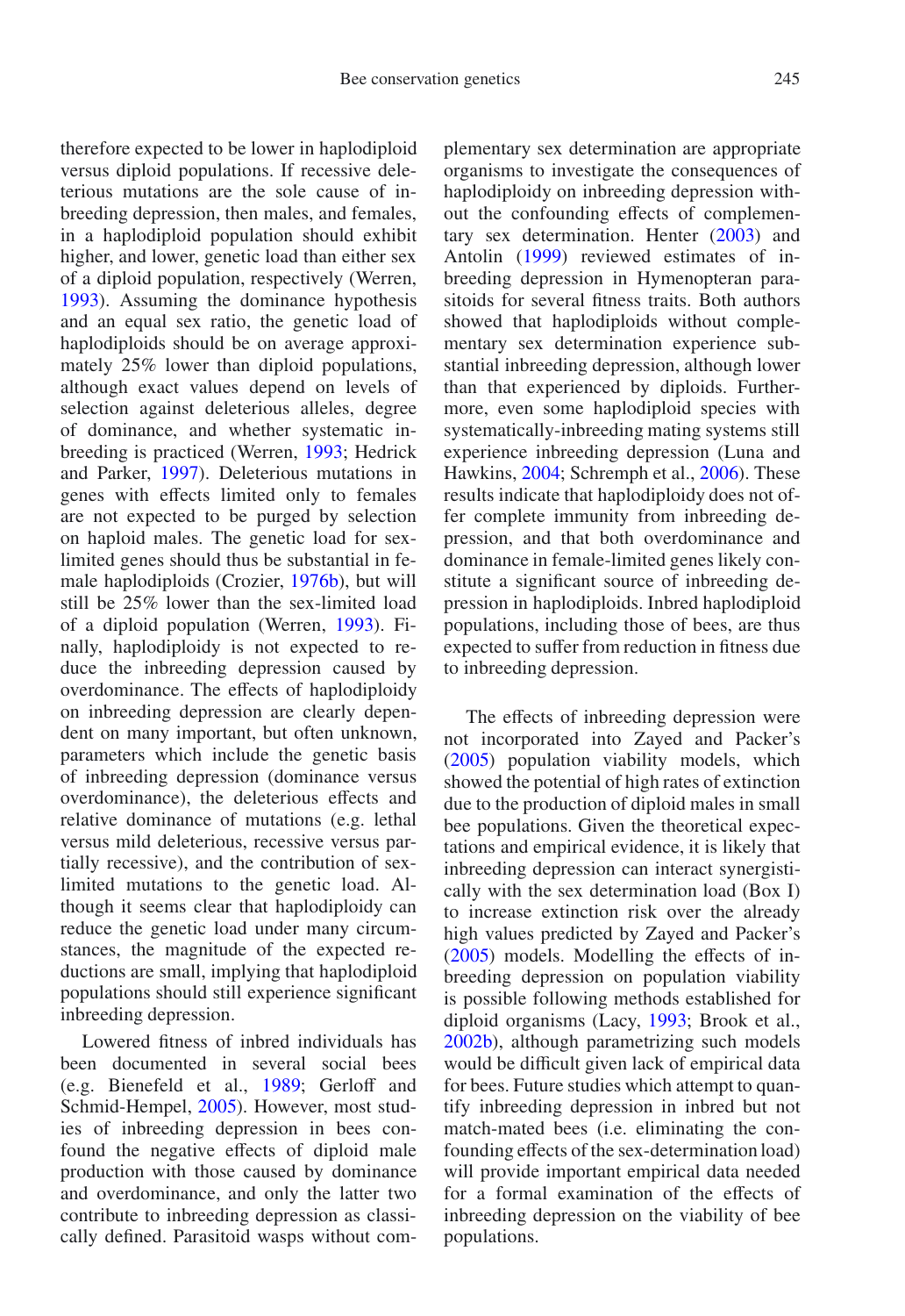therefore expected to be lower in haplodiploid versus diploid populations. If recessive deleterious mutations are the sole cause of inbreeding depression, then males, and females, in a haplodiploid population should exhibit higher, and lower, genetic load than either sex of a diploid population, respectively (Werren, 1993). Assuming the dominance hypothesis and an equal sex ratio, the genetic load of haplodiploids should be on average approximately 25% lower than diploid populations, although exact values depend on levels of selection against deleterious alleles, degree of dominance, and whether systematic inbreeding is practiced (Werren, 1993; Hedrick and Parker, 1997). Deleterious mutations in genes with effects limited only to females are not expected to be purged by selection on haploid males. The genetic load for sex-limited genes should thus be substantial in female haplodiploids (Crozier, 1976b), but will still be 25% lower than the sex-limited load of a diploid population (Werren, 1993). Finally, haplodiploidy is not expected to reduce the inbreeding depression caused by overdominance. The effects of haplodiploidy on inbreeding depression are clearly dependent on many important, but often unknown, parameters which include the genetic basis of inbreeding depression (dominance versus overdominance), the deleterious effects and relative dominance of mutations (e.g. lethal versus mild deleterious, recessive versus partially recessive), and the contribution of sex-limited mutations to the genetic load. Although it seems clear that haplodiploidy can reduce the genetic load under many circumstances, the magnitude of the expected reductions are small, implying that haplodiploid populations should still experience significant inbreeding depression.

Lowered fitness of inbred individuals has been documented in several bees (e.g. Bienefeld et al., 1989; Gerloff and Schmid-Hempel, 2005). However, most studies of inbreeding depression in bees confound the negative effects of diploid male production with those caused by dominance and overdominance, and only the latter two contribute to inbreeding depression as classically defined. Parasitoid wasps without complementary sex determination are appropriate organisms to investigate the consequences of haplodiploidy on inbreeding depression without the confounding effects of complementary sex determination. Henter (2003) and Antolin (1999) reviewed estimates of inbreeding depression in Hymenopteran parasitoids for several fitness traits. Both authors showed that haplodiploids without complementary sex determination experience substantial inbreeding depression, although lower than that experienced by diploids. Furthermore, even some haplodiploid species with systematically-inbreeding mating systems still experience inbreeding depression (Luna and Hawkins, 2004; Schremph et al., 2006). These results indicate that haplodiploidy does not offer complete immunity from inbreeding depression, and that both overdominance and dominance in female-limited genes likely constitute a significant source of inbreeding depression in haplodiploids. Inbred haplodiploid populations, including those of bees, are thus expected to suffer from reduction in fitness due to inbreeding depression.

The effects of inbreeding depression were not incorporated into Zayed and Packer's (2005) population viability models, which showed the potential of high rates of extinction due to the production of diploid males in small bee populations. Given the theoretical expectations and empirical evidence, it is likely that inbreeding depression can interact synergistically with the sex determination load (Box I) to increase extinction risk over the already high values predicted by Zayed and Packer's (2005) models. Modelling the effects of inbreeding depression on population viability is possible following methods established for diploid organisms (Lacy, 1993; Brook et al., 2002b), although parametrizing such models would be difficult given lack of empirical data for bees. Future studies which attempt to quantify inbreeding depression in inbred but not match-mated bees (i.e. eliminating the confounding effects of the sex-determination load) will provide important empirical data needed for a formal examination of the effects of inbreeding depression on the viability of bee populations.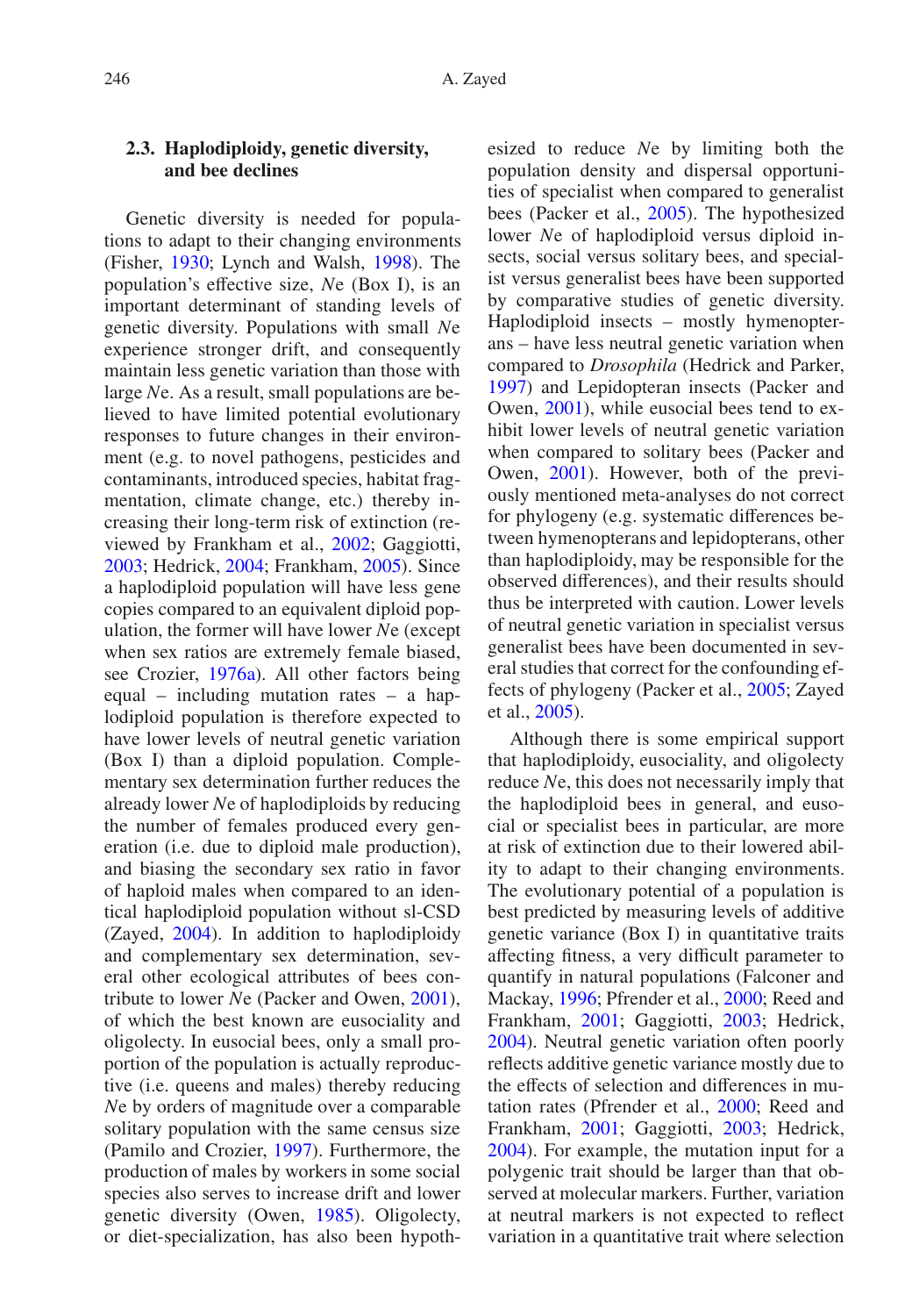### 2.3. Haplodiploidy, genetic diversity, and bee declines

Genetic diversity is needed for populations to adapt to their changing environments (Fisher, 1930; Lynch and Walsh, 1998). The population's effective size, *N*e (Box I), is an important determinant of standing levels of genetic diversity. Populations with small *N*e experience stronger drift, and consequently maintain less genetic variation than those with large *N*e. As a result, small populations are believed to have limited potential evolutionary responses to future changes in their environment (e.g. to novel pathogens, pesticides and contaminants, introduced species, habitat fragmentation, climate change, etc.) thereby increasing their long-term risk of extinction (reviewed by Frankham et al., 2002; Gaggiotti, 2003; Hedrick, 2004; Frankham, 2005). Since a haplodiploid population will have less gene copies compared to an equivalent diploid population, the former will have lower *N*e (except when sex ratios are extremely female biased, see Crozier, 1976a). All other factors being equal – including mutation rates – a haplodiploid population is therefore expected to have lower levels of neutral genetic variation (Box I) than a diploid population. Complementary sex determination further reduces the already lower *N*e of haplodiploids by reducing the number of females produced every generation (i.e. due to diploid male production), and biasing the secondary sex ratio in favor of haploid males when compared to an identical haplodiploid population without sl-CSD (Zayed, 2004). In addition to haplodiploidy and complementary sex determination, several other ecological attributes of bees contribute to lower *N*e (Packer and Owen, 2001), of which the best known are eusociality and oligolecty. In eusocial bees, only a small proportion of the population is actually reproductive (i.e. queens and males) thereby reducing *N*e by orders of magnitude over a comparable solitary population with the same census size (Pamilo and Crozier, 1997). Furthermore, the production of males by workers in some social species also serves to increase drift and lower genetic diversity (Owen, 1985). Oligolecty, or diet-specialization, has also been hypothesized to reduce *N*e by limiting both the population density and dispersal opportunities of specialist when compared to generalist bees (Packer et al., 2005). The hypothesized lower *N*e of haplodiploid versus diploid insects, social versus solitary bees, and specialist versus generalist bees have been supported by comparative studies of genetic diversity. Haplodiploid insects – mostly hymenopterans – have less neutral genetic variation when compared to *Drosophila* (Hedrick and Parker, 1997) and Lepidopteran insects (Packer and Owen, 2001), while eusocial bees tend to exhibit lower levels of neutral genetic variation when compared to solitary bees (Packer and Owen, 2001). However, both of the previously mentioned meta-analyses do not correct for phylogeny (e.g. systematic differences between hymenopterans and lepidopterans, other than haplodiploidy, may be responsible for the observed differences), and their results should thus be interpreted with caution. Lower levels of neutral genetic variation in specialist versus generalist bees have been documented in several studies that correct for the confounding effects of phylogeny (Packer et al., 2005; Zayed et al., 2005).

Although there is some empirical support that haplodiploidy, eusociality, and oligolecty reduce *N*e, this does not necessarily imply that the haplodiploid bees in general, and eusocial or specialist bees in particular, are more at risk of extinction due to their lowered ability to adapt to their changing environments. The evolutionary potential of a population is best predicted by measuring levels of additive genetic variance (Box I) in quantitative traits affecting fitness, a very difficult parameter to quantify in natural populations (Falconer and Mackay, 1996; Pfrender et al., 2000; Reed and Frankham, 2001; Gaggiotti, 2003; Hedrick, 2004). Neutral genetic variation often poorly reflects additive genetic variance mostly due to the effects of selection and differences in mutation rates (Pfrender et al., 2000; Reed and Frankham, 2001; Gaggiotti, 2003; Hedrick, 2004). For example, the mutation input for a polygenic trait should be larger than that observed at molecular markers. Further, variation at neutral markers is not expected to reflect variation in a quantitative trait where selection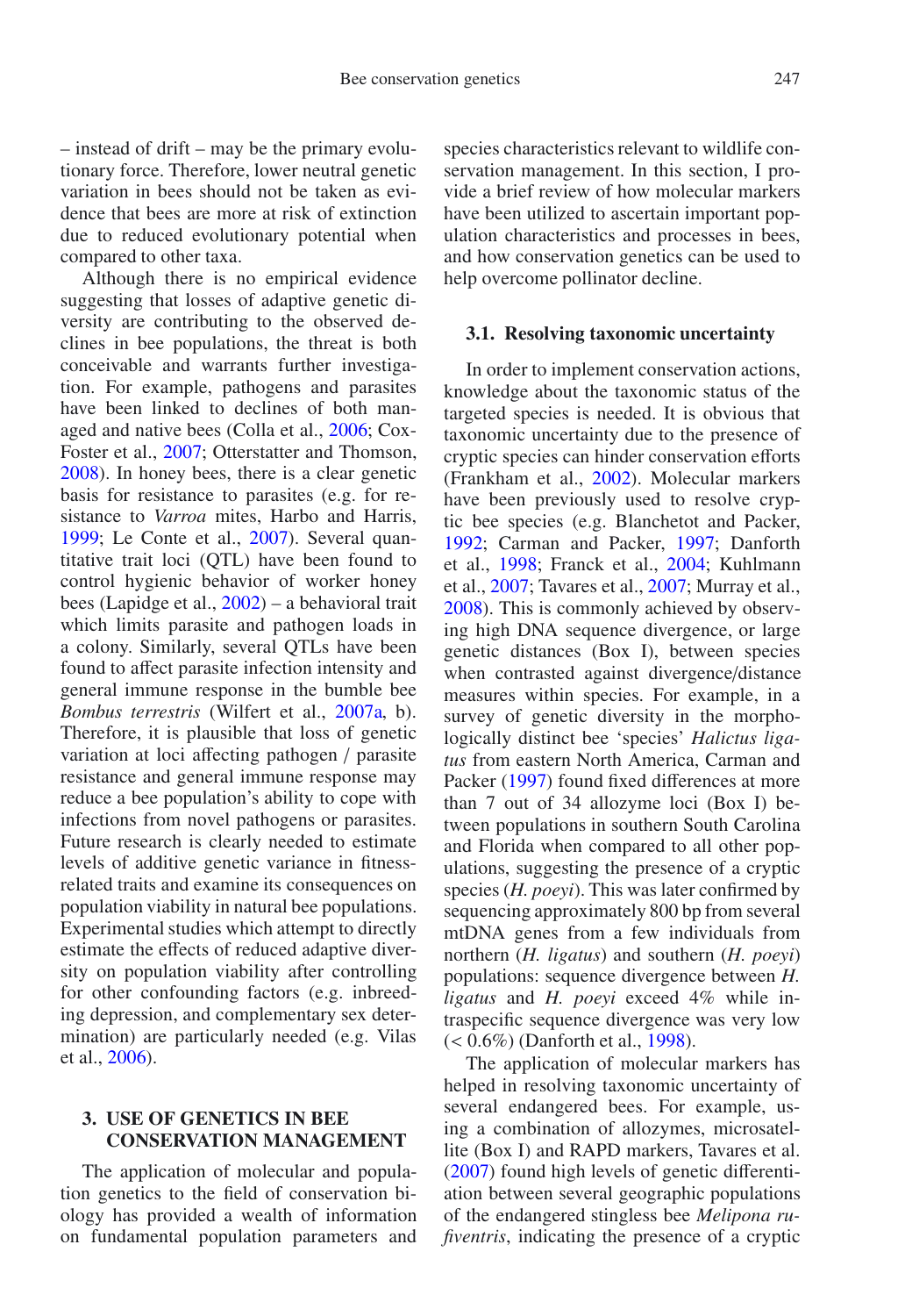– instead of drift – may be the primary evolutionary force. Therefore, lower neutral genetic variation in bees should not be taken as evidence that bees are more at risk of extinction due to reduced evolutionary potential when compared to other taxa.

Although there is no empirical evidence suggesting that losses of adaptive genetic diversity are contributing to the observed declines in bee populations, the threat is both conceivable and warrants further investigation. For example, pathogens and parasites have been linked to declines of both managed and native bees (Colla et al., 2006; Cox-Foster et al., 2007; Otterstatter and Thomson, 2008). In honey bees, there is a clear genetic basis for resistance to parasites (e.g. for resistance to *Varroa* mites, Harbo and Harris, 1999; Le Conte et al., 2007). Several quantitative trait loci (QTL) have been found to control hygienic behavior of worker honey bees (Lapidge et al., 2002) – a behavioral trait which limits parasite and pathogen loads in a colony. Similarly, several QTLs have been found to affect parasite infection intensity and general immune response in the bumble bee *Bombus terrestris* (Wilfert et al., 2007a, b). Therefore, it is plausible that loss of genetic variation at loci affecting pathogen / parasite resistance and general immune response may reduce a bee population's ability to cope with infections from novel pathogens or parasites. Future research is clearly needed to estimate levels of additive genetic variance in fitness-related traits and examine its consequences on population viability in natural bee populations. Experimental studies which attempt to directly estimate the effects of reduced adaptive diversity on population viability after controlling for other confounding factors (e.g. inbreeding depression, and complementary sex determination) are particularly needed (e.g. Vilas et al., 2006).

## 3. USE OF GENETICS IN BEE CONSERVATION MANAGEMENT

The application of molecular and population genetics to the field of conservation biology has provided a wealth of information on fundamental population parameters and species characteristics relevant to wildlife conservation management. In this section, I provide a brief review of how molecular markers have been utilized to ascertain important population characteristics and processes in bees, and how conservation genetics can be used to help overcome pollinator decline.

### 3.1. Resolving taxonomic uncertainty

In order to implement conservation actions, knowledge about the taxonomic status of the targeted species is needed. It is obvious that taxonomic uncertainty due to the presence of cryptic species can hinder conservation efforts (Frankham et al., 2002). Molecular markers have been previously used to resolve cryptic bee species (e.g. Blanchetot and Packer, 1992; Carman and Packer, 1997; Danforth et al., 1998; Franck et al., 2004; Kuhlmann et al., 2007; Tavares et al., 2007; Murray et al., 2008). This is commonly achieved by observing high DNA sequence divergence, or large genetic distances (Box I), between species when contrasted against divergence/distance measures within species. For example, in a survey of genetic diversity in the morphologically distinct bee 'species' *Halictus ligatus* from eastern North America, Carman and Packer (1997) found fixed differences at more than 7 out of 34 allozyme loci (Box I) between populations in southern South Carolina and Florida when compared to all other populations, suggesting the presence of a cryptic species (*H. poeyi*). This was later confirmed by sequencing approximately 800 bp from several mtDNA genes from a few individuals from northern (*H. ligatus*) and southern (*H. poeyi*) populations: sequence divergence between *H. ligatus* and *H. poeyi* exceed 4% while intraspecific sequence divergence was very low (< 0.6%) (Danforth et al., 1998).

The application of molecular markers has helped in resolving taxonomic uncertainty of several endangered bees. For example, using a combination of allozymes, microsatellite (Box I) and RAPD markers, Tavares et al. (2007) found high levels of genetic differentiation between several geographic populations of the endangered stingless bee *Melipona rufiventris*, indicating the presence of a cryptic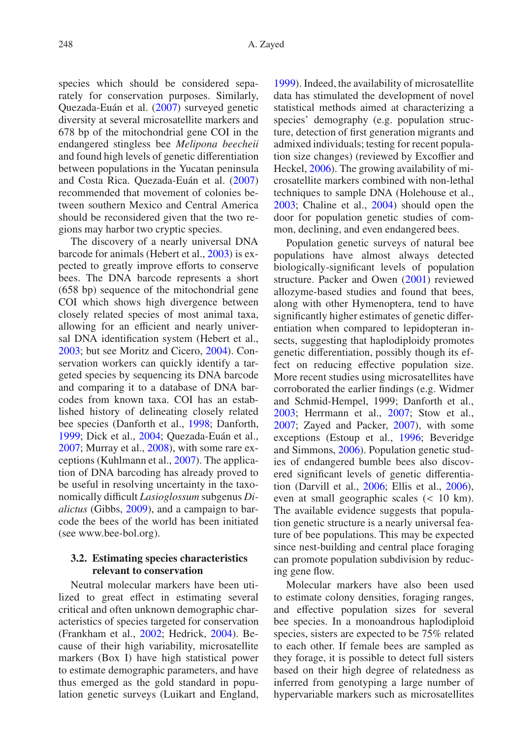species which should be considered separately for conservation purposes. Similarly, Quezada-Euán et al. (2007) surveyed genetic diversity at several microsatellite markers and 678 bp of the mitochondrial gene COI in the endangered stingless bee *Melipona beecheii* and found high levels of genetic differentiation between populations in the Yucatan peninsula and Costa Rica. Quezada-Euán et al. (2007) recommended that movement of colonies between southern Mexico and Central America should be reconsidered given that the two regions may harbor two cryptic species.

The discovery of a nearly universal DNA barcode for animals (Hebert et al., 2003) is expected to greatly improve efforts to conserve bees. The DNA barcode represents a short (658 bp) sequence of the mitochondrial gene COI which shows high divergence between closely related species of most animal taxa, allowing for an efficient and nearly universal DNA identification system (Hebert et al., 2003; but see Moritz and Cicero, 2004). Conservation workers can quickly identify a targeted species by sequencing its DNA barcode and comparing it to a database of DNA barcodes from known taxa. COI has an established history of delineating closely related bee species (Danforth et al., 1998; Danforth, 1999; Dick et al., 2004; Quezada-Euán et al., 2007; Murray et al., 2008), with some rare exceptions (Kuhlmann et al., 2007). The application of DNA barcoding has already proved to be useful in resolving uncertainty in the taxonomically difficult *Lasioglossum* subgenus *Dialictus* (Gibbs, 2009), and a campaign to barcode the bees of the world has been initiated (see www.bee-bol.org).

### 3.2. Estimating species characteristics relevant to conservation

Neutral molecular markers have been utilized to great effect in estimating several critical and often unknown demographic characteristics of species targeted for conservation (Frankham et al., 2002; Hedrick, 2004). Because of their high variability, microsatellite markers (Box I) have high statistical power to estimate demographic parameters, and have thus emerged as the gold standard in population genetic surveys (Luikart and England, 1999). Indeed, the availability of microsatellite data has stimulated the development of novel statistical methods aimed at characterizing a species' demography (e.g. population structure, detection of first generation migrants and admixed individuals; testing for recent population size changes) (reviewed by Excoffier and Heckel, 2006). The growing availability of microsatellite markers combined with non-lethal techniques to sample DNA (Holehouse et al., 2003; Chaline et al., 2004) should open the door for population genetic studies of common, declining, and even endangered bees.

Population genetic surveys of natural bee populations have almost always detected biologically-significant levels of population structure. Packer and Owen (2001) reviewed allozyme-based studies and found that bees, along with other Hymenoptera, tend to have significantly higher estimates of genetic differentiation when compared to lepidopteran insects, suggesting that haplodiploidy promotes genetic differentiation, possibly though its effect on reducing effective population size. More recent studies using microsatellites have corroborated the earlier findings (e.g. Widmer and Schmid-Hempel, 1999; Danforth et al., 2003; Herrmann et al., 2007; Stow et al., 2007; Zayed and Packer, 2007), with some exceptions (Estoup et al., 1996; Beveridge and Simmons, 2006). Population genetic studies of endangered bumble bees also discovered significant levels of genetic differentiation (Darvill et al., 2006; Ellis et al., 2006), even at small geographic scales (< 10 km). The available evidence suggests that population genetic structure is a nearly universal feature of bee populations. This may be expected since nest-building and central place foraging can promote population subdivision by reducing gene flow.

Molecular markers have also been used to estimate colony densities, foraging ranges, and effective population sizes for several bee species. In a monoandrous haplodiploid species, sisters are expected to be 75% related to each other. If female bees are sampled as they forage, it is possible to detect full sisters based on their high degree of relatedness as inferred from genotyping a large number of hypervariable markers such as microsatellites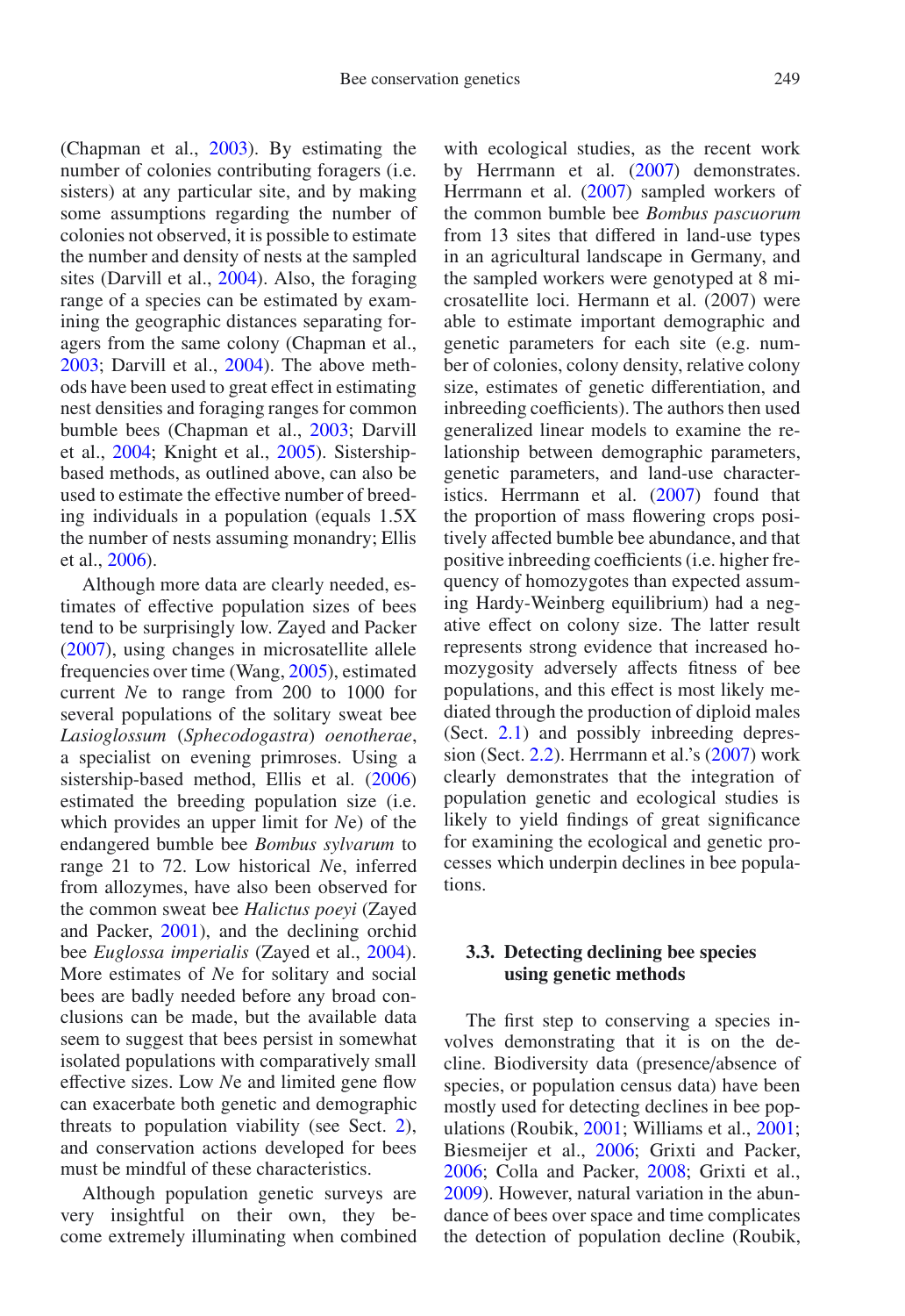(Chapman et al., 2003). By estimating the number of colonies contributing foragers (i.e. sisters) at any particular site, and by making some assumptions regarding the number of colonies not observed, it is possible to estimate the number and density of nests at the sampled sites (Darvill et al., 2004). Also, the foraging range of a species can be estimated by examining the geographic distances separating foragers from the same colony (Chapman et al., 2003; Darvill et al., 2004). The above methods have been used to great effect in estimating nest densities and foraging ranges for common bumble bees (Chapman et al., 2003; Darvill et al., 2004; Knight et al., 2005). Sistership-based methods, as outlined above, can also be used to estimate the effective number of breeding individuals in a population (equals 1.5X the number of nests assuming monandry; Ellis et al., 2006).

Although more data are clearly needed, estimates of effective population sizes of bees tend to be surprisingly low. Zayed and Packer (2007), using changes in microsatellite allele frequencies over time (Wang, 2005), estimated current *N*e to range from 200 to 1000 for several populations of the solitary sweat bee *Lasioglossum* (*Sphecodogastra*) *oenotherae*, a specialist on evening primroses. Using a sistership-based method, Ellis et al. (2006) estimated the breeding population size (i.e. which provides an upper limit for *N*e) of the endangered bumble bee *Bombus sylvarum* to range 21 to 72. Low historical *N*e, inferred from allozymes, have also been observed for the common sweat bee *Halictus poeyi* (Zayed and Packer, 2001), and the declining orchid bee *Euglossa imperialis* (Zayed et al., 2004). More estimates of *N*e for solitary and social bees are badly needed before any broad conclusions can be made, but the available data seem to suggest that bees persist in somewhat isolated populations with comparatively small effective sizes. Low *N*e and limited gene flow can exacerbate both genetic and demographic threats to population viability (see Sect. 2), and conservation actions developed for bees must be mindful of these characteristics.

Although population genetic surveys are very insightful on their own, they become extremely illuminating when combined with ecological studies, as the recent work by Herrmann et al. (2007) demonstrates. Herrmann et al. (2007) sampled workers of the common bumble bee *Bombus pascuorum* from 13 sites that differed in land-use types in an agricultural landscape in Germany, and the sampled workers were genotyped at 8 microsatellite loci. Hermann et al. (2007) were able to estimate important demographic and genetic parameters for each site (e.g. number of colonies, colony density, relative colony size, estimates of genetic differentiation, and inbreeding coefficients). The authors then used generalized linear models to examine the relationship between demographic parameters, genetic parameters, and land-use characteristics. Herrmann et al. (2007) found that the proportion of mass flowering crops positively affected bumble bee abundance, and that positive inbreeding coefficients (i.e. higher frequency of homozygotes than expected assuming Hardy-Weinberg equilibrium) had a negative effect on colony size. The latter result represents strong evidence that increased homozygosity adversely affects fitness of bee populations, and this effect is most likely mediated through the production of diploid males (Sect. 2.1) and possibly inbreeding depression (Sect. 2.2). Herrmann et al.'s (2007) work clearly demonstrates that the integration of population genetic and ecological studies is likely to yield findings of great significance for examining the ecological and genetic processes which underpin declines in bee populations.

### 3.3. Detecting declining bee species using genetic methods

The first step to conserving a species involves demonstrating that it is on the decline. Biodiversity data (presence/absence of species, or population census data) have been mostly used for detecting declines in bee populations (Roubik, 2001; Williams et al., 2001; Biesmeijer et al., 2006; Grixti and Packer, 2006; Colla and Packer, 2008; Grixti et al., 2009). However, natural variation in the abundance of bees over space and time complicates the detection of population decline (Roubik,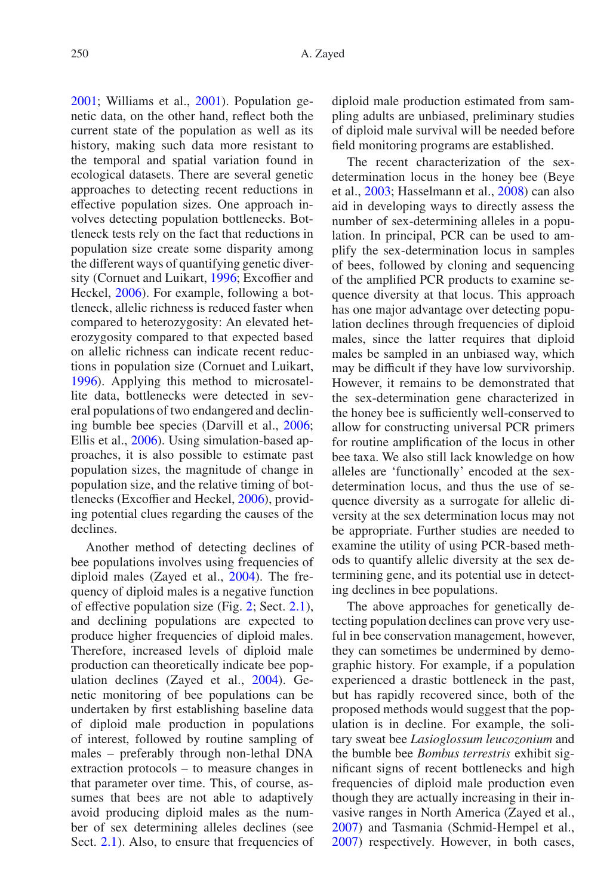2001; Williams et al., 2001). Population genetic data, on the other hand, reflect both the current state of the population as well as its history, making such data more resistant to the temporal and spatial variation found in ecological datasets. There are several genetic approaches to detecting recent reductions in effective population sizes. One approach involves detecting population bottlenecks. Bottleneck tests rely on the fact that reductions in population size create some disparity among the different ways of quantifying genetic diversity (Cornuet and Luikart, 1996; Excoffier and Heckel, 2006). For example, following a bottleneck, allelic richness is reduced faster when compared to heterozygosity: An elevated heterozygosity compared to that expected based on allelic richness can indicate recent reductions in population size (Cornuet and Luikart, 1996). Applying this method to microsatellite data, bottlenecks were detected in several populations of two endangered and declining bumble bee species (Darvill et al., 2006; Ellis et al., 2006). Using simulation-based approaches, it is also possible to estimate past population sizes, the magnitude of change in population size, and the relative timing of bottlenecks (Excoffier and Heckel, 2006), providing potential clues regarding the causes of the declines.

Another method of detecting declines of bee populations involves using frequencies of diploid males (Zayed et al., 2004). The frequency of diploid males is a negative function of effective population size (Fig. 2; Sect. 2.1), and declining populations are expected to produce higher frequencies of diploid males. Therefore, increased levels of diploid male production can theoretically indicate bee population declines (Zayed et al., 2004). Genetic monitoring of bee populations can be undertaken by first establishing baseline data of diploid male production in populations of interest, followed by routine sampling of males – preferably through non-lethal DNA extraction protocols – to measure changes in that parameter over time. This, of course, assumes that bees are not able to adaptively avoid producing diploid males as the number of sex determining alleles declines (see Sect. 2.1). Also, to ensure that frequencies of diploid male production estimated from sampling adults are unbiased, preliminary studies of diploid male survival will be needed before field monitoring programs are established.

The recent characterization of the sex-determination locus in the honey bee (Beye et al., 2003; Hasselmann et al., 2008) can also aid in developing ways to directly assess the number of sex-determining alleles in a population. In principal, PCR can be used to amplify the sex-determination locus in samples of bees, followed by cloning and sequencing of the amplified PCR products to examine sequence diversity at that locus. This approach has one major advantage over detecting population declines through frequencies of diploid males, since the latter requires that diploid males be sampled in an unbiased way, which may be difficult if they have low survivorship. However, it remains to be demonstrated that the sex-determination gene characterized in the honey bee is sufficiently well-conserved to allow for constructing universal PCR primers for routine amplification of the locus in other bee taxa. We also still lack knowledge on how alleles are 'functionally' encoded at the sex-determination locus, and thus the use of sequence diversity as a surrogate for allelic diversity at the sex determination locus may not be appropriate. Further studies are needed to examine the utility of using PCR-based methods to quantify allelic diversity at the sex determining gene, and its potential use in detecting declines in bee populations.

The above approaches for genetically detecting population declines can prove very useful in bee conservation management, however, they can sometimes be undermined by demographic history. For example, if a population experienced a drastic bottleneck in the past, but has rapidly recovered since, both of the proposed methods would suggest that the population is in decline. For example, the solitary sweat bee *Lasioglossum leucozonium* and the bumble bee *Bombus terrestris* exhibit significant signs of recent bottlenecks and high frequencies of diploid male production even though they are actually increasing in their invasive ranges in North America (Zayed et al., 2007) and Tasmania (Schmid-Hempel et al., 2007) respectively. However, in both cases,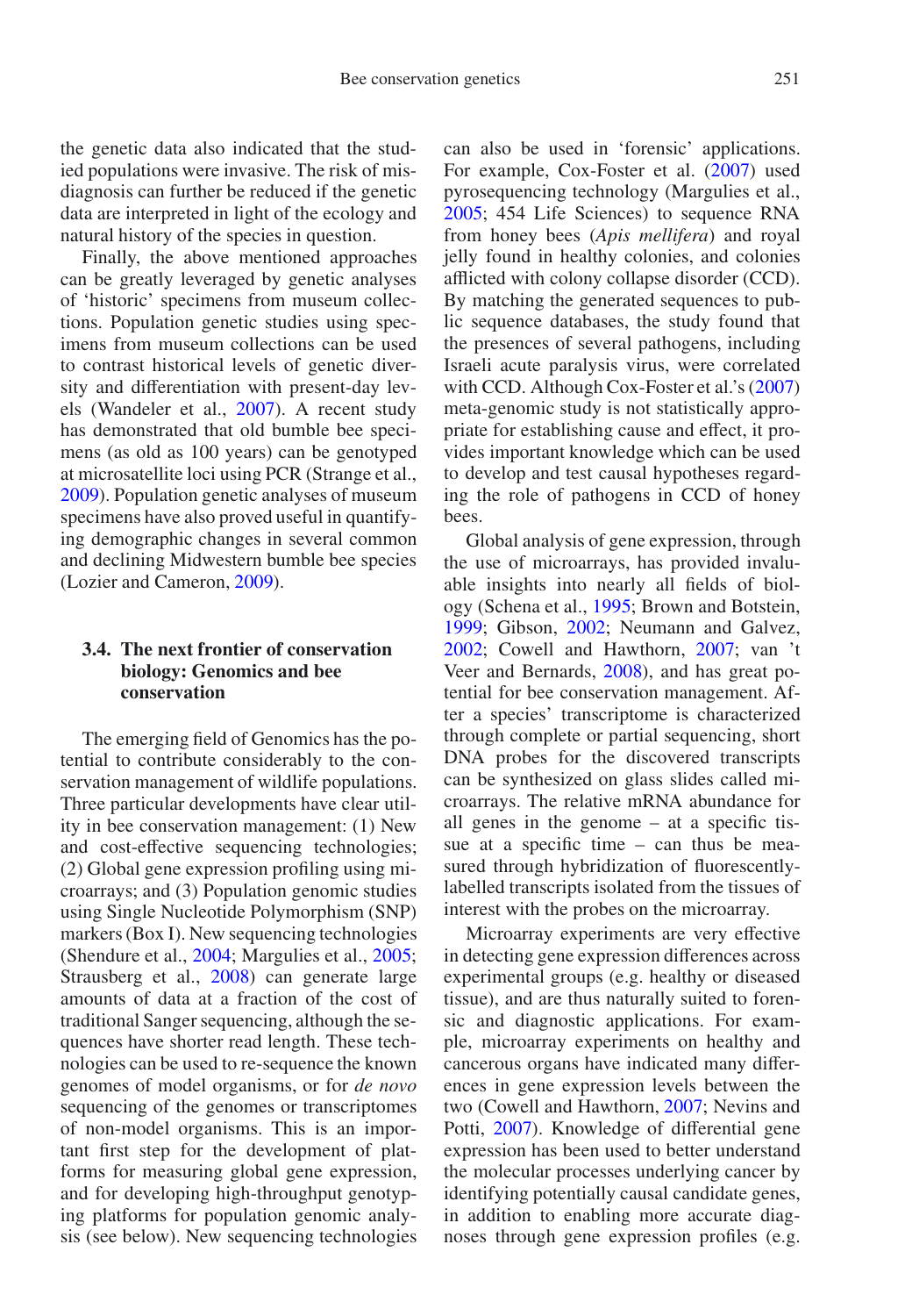the genetic data also indicated that the studied populations were invasive. The risk of misdiagnosis can further be reduced if the genetic data are interpreted in light of the ecology and natural history of the species in question.

Finally, the above mentioned approaches can be greatly leveraged by genetic analyses of 'historic' specimens from museum collections. Population genetic studies using specimens from museum collections can be used to contrast historical levels of genetic diversity and differentiation with present-day levels (Wandeler et al., 2007). A recent study has demonstrated that old bumble bee specimens (as old as 100 years) can be genotyped at microsatellite loci using PCR (Strange et al., 2009). Population genetic analyses of museum specimens have also proved useful in quantifying demographic changes in several common and declining Midwestern bumble bee species (Lozier and Cameron, 2009).

### 3.4. The next frontier of conservation biology: Genomics and bee conservation

The emerging field of Genomics has the potential to contribute considerably to the conservation management of wildlife populations. Three particular developments have clear utility in bee conservation management: (1) New and cost-effective sequencing technologies; (2) Global gene expression profiling using microarrays; and (3) Population genomic studies using Single Nucleotide Polymorphism (SNP) markers (Box I). New sequencing technologies (Shendure et al., 2004; Margulies et al., 2005; Strausberg et al., 2008) can generate large amounts of data at a fraction of the cost of traditional Sanger sequencing, although the sequences have shorter read length. These technologies can be used to re-sequence the known genomes of model organisms, or for *de novo* sequencing of the genomes or transcriptomes of non-model organisms. This is an important first step for the development of platforms for measuring global gene expression, and for developing high-throughput genotyping platforms for population genomic analysis (see below). New sequencing technologies can also be used in 'forensic' applications. For example, Cox-Foster et al. (2007) used pyrosequencing technology (Margulies et al., 2005; 454 Life Sciences) to sequence RNA from honey bees (*Apis mellifera*) and royal jelly found in healthy colonies, and colonies afflicted with colony collapse disorder (CCD). By matching the generated sequences to public sequence databases, the study found that the presences of several pathogens, including Israeli acute paralysis virus, were correlated with CCD. Although Cox-Foster et al.'s (2007) meta-genomic study is not statistically appropriate for establishing cause and effect, it provides important knowledge which can be used to develop and test causal hypotheses regarding the role of pathogens in CCD of honey bees.

Global analysis of gene expression, through the use of microarrays, has provided invaluable insights into nearly all fields of biology (Schena et al., 1995; Brown and Botstein, 1999; Gibson, 2002; Neumann and Galvez, 2002; Cowell and Hawthorn, 2007; van 't Veer and Bernards, 2008), and has great potential for bee conservation management. After a species' transcriptome is characterized through complete or partial sequencing, short DNA probes for the discovered transcripts can be synthesized on glass slides called microarrays. The relative mRNA abundance for all genes in the genome – at a specific tissue at a specific time – can thus be measured through hybridization of fluorescently-labelled transcripts isolated from the tissues of interest with the probes on the microarray.

Microarray experiments are very effective in detecting gene expression differences across experimental groups (e.g. healthy or diseased tissue), and are thus naturally suited to forensic and diagnostic applications. For example, microarray experiments on healthy and cancerous organs have indicated many differences in gene expression levels between the two (Cowell and Hawthorn, 2007; Nevins and Potti, 2007). Knowledge of differential gene expression has been used to better understand the molecular processes underlying cancer by identifying potentially causal candidate genes, in addition to enabling more accurate diagnoses through gene expression profiles (e.g.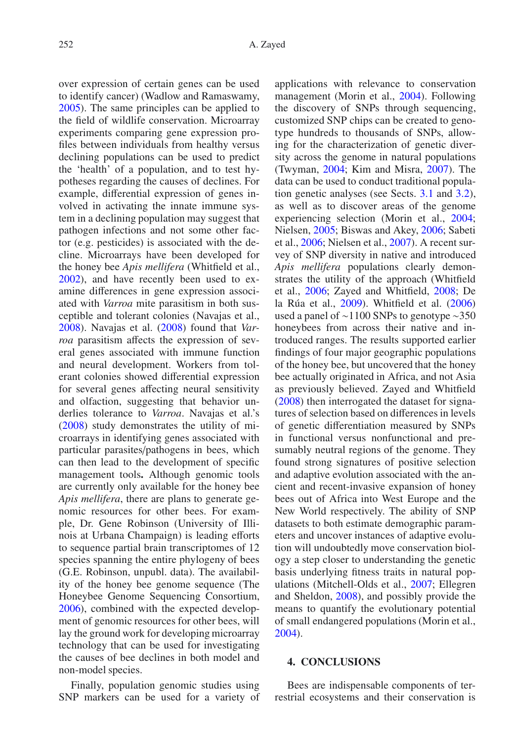over expression of certain genes can be used to identify cancer) (Wadlow and Ramaswamy, 2005). The same principles can be applied to the field of wildlife conservation. Microarray experiments comparing gene expression profiles between individuals from healthy versus declining populations can be used to predict the 'health' of a population, and to test hypotheses regarding the causes of declines. For example, differential expression of genes involved in activating the innate immune system in a declining population may suggest that pathogen infections and not some other factor (e.g. pesticides) is associated with the decline. Microarrays have been developed for the honey bee *Apis mellifera* (Whitfield et al., 2002), and have recently been used to examine differences in gene expression associated with *Varroa* mite parasitism in both susceptible and tolerant colonies (Navajas et al., 2008). Navajas et al. (2008) found that *Varroa* parasitism affects the expression of several genes associated with immune function and neural development. Workers from tolerant colonies showed differential expression for several genes affecting neural sensitivity and olfaction, suggesting that behavior underlies tolerance to *Varroa*. Navajas et al.'s (2008) study demonstrates the utility of microarrays in identifying genes associated with particular parasites/pathogens in bees, which can then lead to the development of specific management tools**.** Although genomic tools are currently only available for the honey bee *Apis mellifera*, there are plans to generate genomic resources for other bees. For example, Dr. Gene Robinson (University of Illinois at Urbana Champaign) is leading efforts to sequence partial brain transcriptomes of 12 species spanning the entire phylogeny of bees (G.E. Robinson, unpubl. data). The availability of the honey bee genome sequence (The Honeybee Genome Sequencing Consortium, 2006), combined with the expected development of genomic resources for other bees, will lay the ground work for developing microarray technology that can be used for investigating the causes of bee declines in both model and non-model species.

Finally, population genomic studies using SNP markers can be used for a variety of applications with relevance to conservation management (Morin et al., 2004). Following the discovery of SNPs through sequencing, customized SNP chips can be created to genotype hundreds to thousands of SNPs, allowing for the characterization of genetic diversity across the genome in natural populations (Twyman, 2004; Kim and Misra, 2007). The data can be used to conduct traditional population genetic analyses (see Sects. 3.1 and 3.2), as well as to discover areas of the genome experiencing selection (Morin et al., 2004; Nielsen, 2005; Biswas and Akey, 2006; Sabeti et al., 2006; Nielsen et al., 2007). A recent survey of SNP diversity in native and introduced *Apis mellifera* populations clearly demonstrates the utility of the approach (Whitfield et al., 2006; Zayed and Whitfield, 2008; De la Rúa et al., 2009). Whitfield et al. (2006) used a panel of ~1100 SNPs to genotype ~350 honeybees from across their native and introduced ranges. The results supported earlier findings of four major geographic populations of the honey bee, but uncovered that the honey bee actually originated in Africa, and not Asia as previously believed. Zayed and Whitfield (2008) then interrogated the dataset for signatures of selection based on differences in levels of genetic differentiation measured by SNPs in functional versus nonfunctional and presumably neutral regions of the genome. They found strong signatures of positive selection and adaptive evolution associated with the ancient and recent-invasive expansion of honey bees out of Africa into West Europe and the New World respectively. The ability of SNP datasets to both estimate demographic parameters and uncover instances of adaptive evolution will undoubtedly move conservation biology a step closer to understanding the genetic basis underlying fitness traits in natural populations (Mitchell-Olds et al., 2007; Ellegren and Sheldon, 2008), and possibly provide the means to quantify the evolutionary potential of small endangered populations (Morin et al., 2004).

## 4. CONCLUSIONS

Bees are indispensable components of terrestrial ecosystems and their conservation is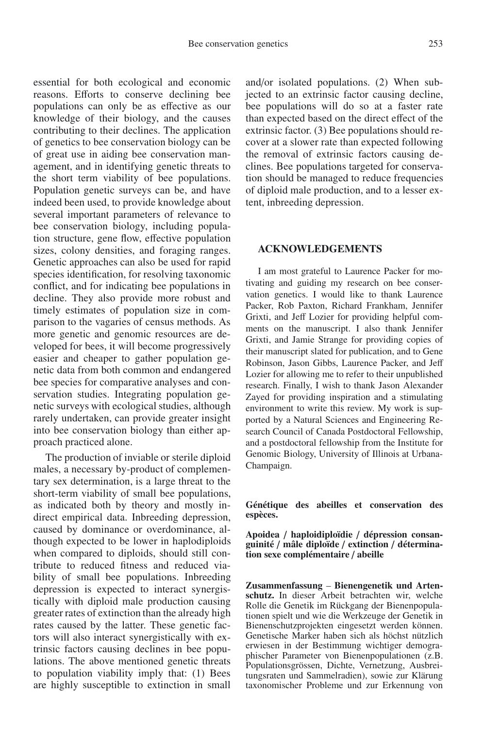essential for both ecological and economic reasons. Efforts to conserve declining bee populations can only be as effective as our knowledge of their biology, and the causes contributing to their declines. The application of genetics to bee conservation biology can be of great use in aiding bee conservation management, and in identifying genetic threats to the short term viability of bee populations. Population genetic surveys can be, and have indeed been used, to provide knowledge about several important parameters of relevance to bee conservation biology, including population structure, gene flow, effective population sizes, colony densities, and foraging ranges. Genetic approaches can also be used for rapid species identification, for resolving taxonomic conflict, and for indicating bee populations in decline. They also provide more robust and timely estimates of population size in comparison to the vagaries of census methods. As more genetic and genomic resources are developed for bees, it will become progressively easier and cheaper to gather population genetic data from both common and endangered bee species for comparative analyses and conservation studies. Integrating population genetic surveys with ecological studies, although rarely undertaken, can provide greater insight into bee conservation biology than either approach practiced alone.

The production of inviable or sterile diploid males, a necessary by-product of complementary sex determination, is a large threat to the short-term viability of small bee populations, as indicated both by theory and mostly indirect empirical data. Inbreeding depression, caused by dominance or overdominance, although expected to be lower in haplodiploids when compared to diploids, should still contribute to reduced fitness and reduced viability of small bee populations. Inbreeding depression is expected to interact synergistically with diploid male production causing greater rates of extinction than the already high rates caused by the latter. These genetic factors will also interact synergistically with extrinsic factors causing declines in bee populations. The above mentioned genetic threats to population viability imply that: (1) Bees are highly susceptible to extinction in small and/or isolated populations. (2) When subjected to an extrinsic factor causing decline, bee populations will do so at a faster rate than expected based on the direct effect of the extrinsic factor. (3) Bee populations should recover at a slower rate than expected following the removal of extrinsic factors causing declines. Bee populations targeted for conservation should be managed to reduce frequencies of diploid male production, and to a lesser extent, inbreeding depression.

## ACKNOWLEDGEMENTS

I am most grateful to Laurence Packer for motivating and guiding my research on bee conservation genetics. I would like to thank Laurence Packer, Rob Paxton, Richard Frankham, Jennifer Grixti, and Jeff Lozier for providing helpful comments on the manuscript. I also thank Jennifer Grixti, and Jamie Strange for providing copies of their manuscript slated for publication, and to Gene Robinson, Jason Gibbs, Laurence Packer, and Jeff Lozier for allowing me to refer to their unpublished research. Finally, I wish to thank Jason Alexander Zayed for providing inspiration and a stimulating environment to write this review. My work is supported by a Natural Sciences and Engineering Research Council of Canada Postdoctoral Fellowship, and a postdoctoral fellowship from the Institute for Genomic Biology, University of Illinois at Urbana-Champaign.

**Génétique des abeilles et conservation des espèces.**

**Apoidea / haploidiploïdie / dépression consanguinité / mâle diploïde / extinction / détermination sexe complémentaire / abeille**

**Zusammenfassung** – **Bienengenetik und Artenschutz.** In dieser Arbeit betrachten wir, welche Rolle die Genetik im Rückgang der Bienenpopulationen spielt und wie die Werkzeuge der Genetik in Bienenschutzprojekten eingesetzt werden können. Genetische Marker haben sich als höchst nützlich erwiesen in der Bestimmung wichtiger demographischer Parameter von Bienenpopulationen (z.B. Populationsgrössen, Dichte, Vernetzung, Ausbreitungsraten und Sammelradien), sowie zur Klärung taxonomischer Probleme und zur Erkennung von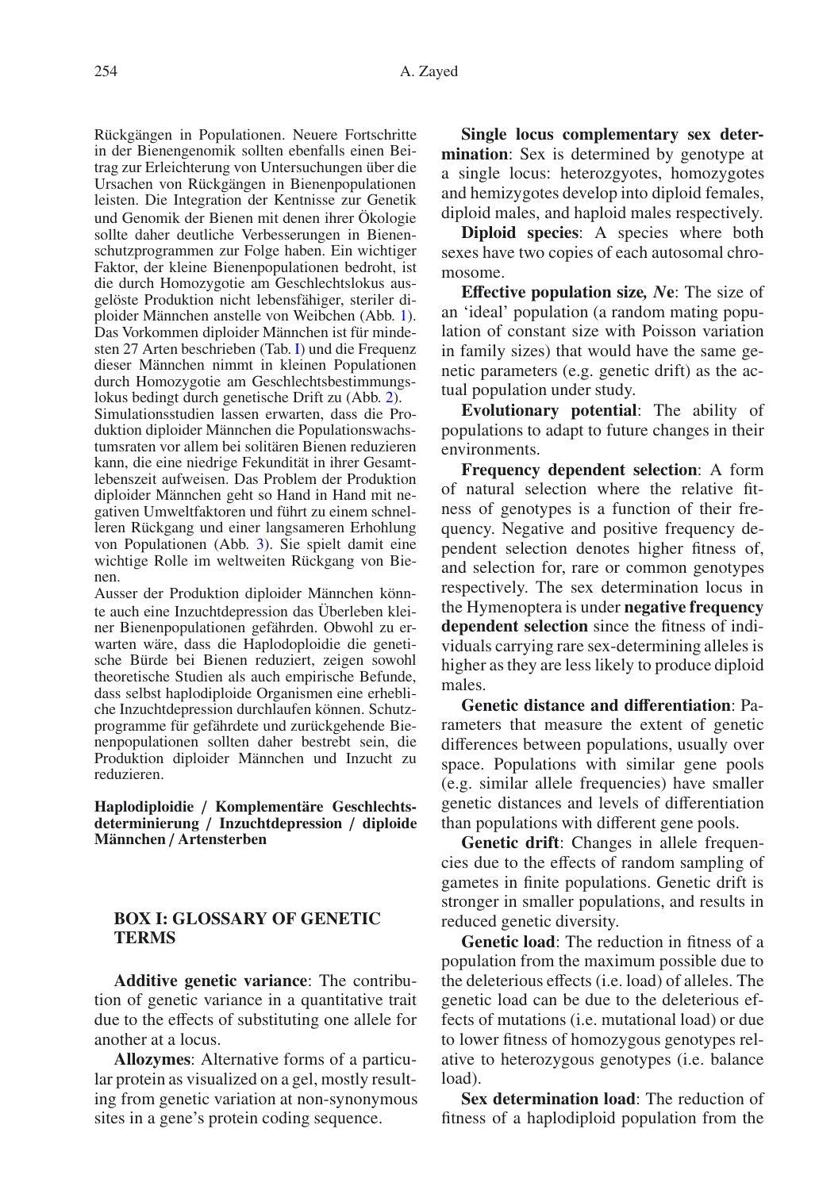Rückgängen in Populationen. Neuere Fortschritte in der Bienengenomik sollten ebenfalls einen Beitrag zur Erleichterung von Untersuchungen über die Ursachen von Rückgängen in Bienenpopulationen leisten. Die Integration der Kentnisse zur Genetik und Genomik der Bienen mit denen ihrer Ökologie sollte daher deutliche Verbesserungen in Bienenschutzprogrammen zur Folge haben. Ein wichtiger Faktor, der kleine Bienenpopulationen bedroht, ist die durch Homozygotie am Geschlechtslokus ausgelöste Produktion nicht lebensfähiger, steriler diploider Männchen anstelle von Weibchen (Abb. 1). Das Vorkommen diploider Männchen ist für mindesten 27 Arten beschrieben (Tab. I) und die Frequenz dieser Männchen nimmt in kleinen Populationen durch Homozygotie am Geschlechtsbestimmungslokus bedingt durch genetische Drift zu (Abb. 2). Simulationsstudien lassen erwarten, dass die Produktion diploider Männchen die Populationswachstumsraten vor allem bei solitären Bienen reduzieren kann, die eine niedrige Fekundität in ihrer Gesamtlebenszeit aufweisen. Das Problem der Produktion diploider Männchen geht so Hand in Hand mit negativen Umweltfaktoren und führt zu einem schnelleren Rückgang und einer langsameren Erhohlung von Populationen (Abb. 3). Sie spielt damit eine wichtige Rolle im weltweiten Rückgang von Bienen.

Ausser der Produktion diploider Männchen könnte auch eine Inzuchtdepression das Überleben kleiner Bienenpopulationen gefährden. Obwohl zu erwarten wäre, dass die Haplodoploidie die genetische Bürde bei Bienen reduziert, zeigen sowohl theoretische Studien als auch empirische Befunde, dass selbst haplodiploide Organismen eine erhebliche Inzuchtdepression durchlaufen können. Schutzprogramme für gefährdete und zurückgehende Bienenpopulationen sollten daher bestrebt sein, die Produktion diploider Männchen und Inzucht zu reduzieren.

**Haplodiploidie / Komplementäre Geschlechtsdeterminierung / Inzuchtdepression / diploide Männchen / Artensterben**

### BOX I: GLOSSARY OF GENETIC TERMS

**Additive genetic variance**: The contribution of genetic variance in a quantitative trait due to the effects of substituting one allele for another at a locus.

**Allozymes**: Alternative forms of a particular protein as visualized on a gel, mostly resulting from genetic variation at non-synonymous sites in a gene's protein coding sequence.

**Single locus complementary sex determination**: Sex is determined by genotype at a single locus: heterozgyotes, homozygotes and hemizygotes develop into diploid females, diploid males, and haploid males respectively.

**Diploid species**: A species where both sexes have two copies of each autosomal chromosome.

**Effective population size, *N*e**: The size of an 'ideal' population (a random mating population of constant size with Poisson variation in family sizes) that would have the same genetic parameters (e.g. genetic drift) as the actual population under study.

**Evolutionary potential**: The ability of populations to adapt to future changes in their environments.

**Frequency dependent selection**: A form of natural selection where the relative fitness of genotypes is a function of their frequency. Negative and positive frequency dependent selection denotes higher fitness of, and selection for, rare or common genotypes respectively. The sex determination locus in the Hymenoptera is under **negative frequency dependent selection** since the fitness of individuals carrying rare sex-determining alleles is higher as they are less likely to produce diploid males.

**Genetic distance and differentiation**: Parameters that measure the extent of genetic differences between populations, usually over space. Populations with similar gene pools (e.g. similar allele frequencies) have smaller genetic distances and levels of differentiation than populations with different gene pools.

**Genetic drift**: Changes in allele frequencies due to the effects of random sampling of gametes in finite populations. Genetic drift is stronger in smaller populations, and results in reduced genetic diversity.

**Genetic load**: The reduction in fitness of a population from the maximum possible due to the deleterious effects (i.e. load) of alleles. The genetic load can be due to the deleterious effects of mutations (i.e. mutational load) or due to lower fitness of homozygous genotypes relative to heterozygous genotypes (i.e. balance load).

**Sex determination load**: The reduction of fitness of a haplodiploid population from the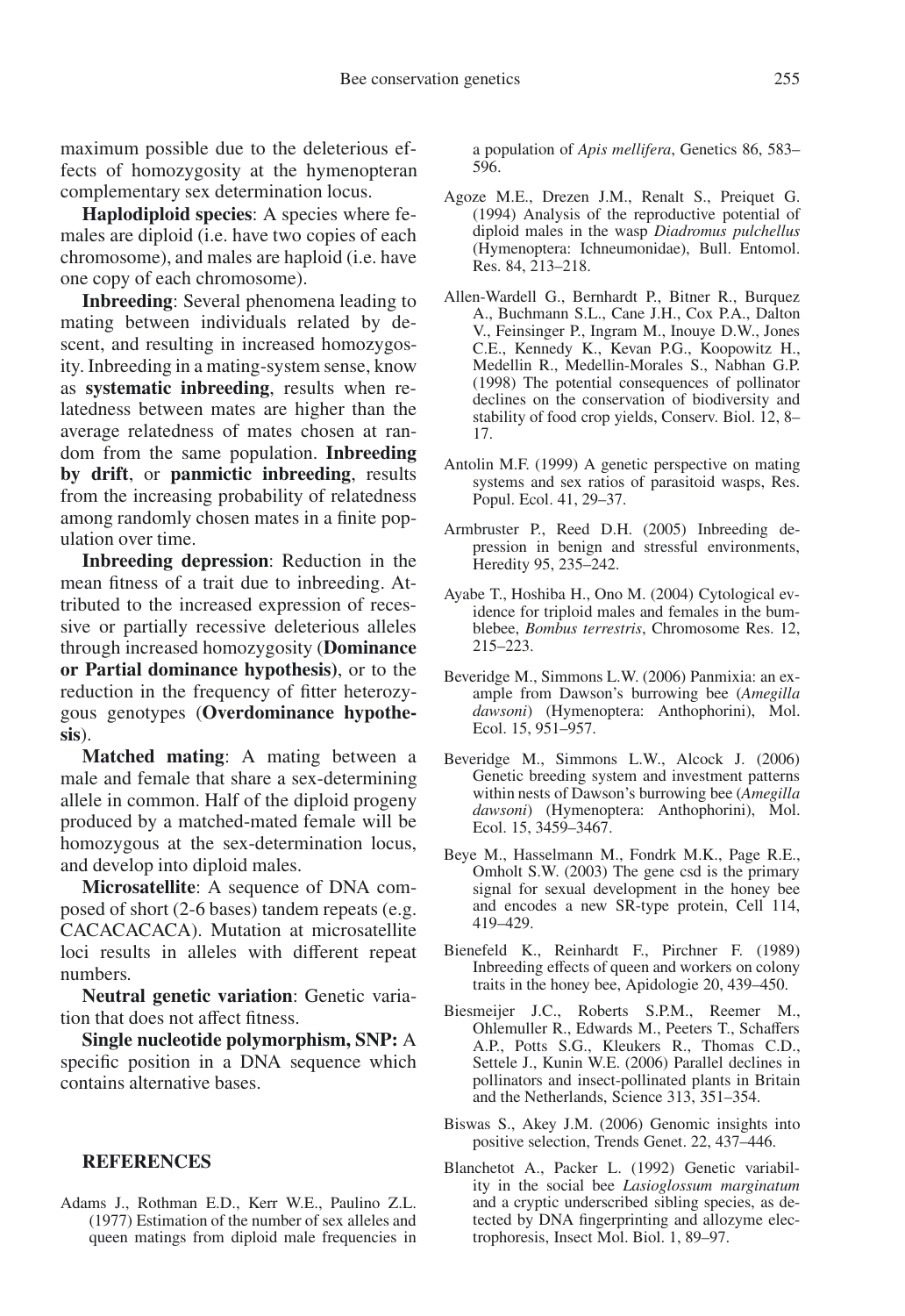maximum possible due to the deleterious effects of homozygosity at the hymenopteran complementary sex determination locus.

**Haplodiploid species**: A species where females are diploid (i.e. have two copies of each chromosome), and males are haploid (i.e. have one copy of each chromosome).

**Inbreeding**: Several phenomena leading to mating between individuals related by descent, and resulting in increased homozygosity. Inbreeding in a mating-system sense, know as **systematic inbreeding**, results when relatedness between mates are higher than the average relatedness of mates chosen at random from the same population. **Inbreeding by drift**, or **panmictic inbreeding**, results from the increasing probability of relatedness among randomly chosen mates in a finite population over time.

**Inbreeding depression**: Reduction in the mean fitness of a trait due to inbreeding. Attributed to the increased expression of recessive or partially recessive deleterious alleles through increased homozygosity (**Dominance or Partial dominance hypothesis**), or to the reduction in the frequency of fitter heterozygous genotypes (**Overdominance hypothesis**).

**Matched mating**: A mating between a male and female that share a sex-determining allele in common. Half of the diploid progeny produced by a matched-mated female will be homozygous at the sex-determination locus, and develop into diploid males.

**Microsatellite**: A sequence of DNA composed of short (2-6 bases) tandem repeats (e.g. CACACACACA). Mutation at microsatellite loci results in alleles with different repeat numbers.

**Neutral genetic variation**: Genetic variation that does not affect fitness.

**Single nucleotide polymorphism, SNP:** A specific position in a DNA sequence which contains alternative bases.

## REFERENCES

Adams J., Rothman E.D., Kerr W.E., Paulino Z.L. (1977) Estimation of the number of sex alleles and queen matings from diploid male frequencies in a population of *Apis mellifera*, Genetics 86, 583–596.

Agoze M.E., Drezen J.M., Renalt S., Preiquet G. (1994) Analysis of the reproductive potential of diploid males in the wasp *Diadromus pulchellus* (Hymenoptera: Ichneumonidae), Bull. Entomol. Res. 84, 213–218.

Allen-Wardell G., Bernhardt P., Bitner R., Burquez A., Buchmann S.L., Cane J.H., Cox P.A., Dalton V., Feinsinger P., Ingram M., Inouye D.W., Jones C.E., Kennedy K., Kevan P.G., Koopowitz H., Medellin R., Medellin-Morales S., Nabhan G.P. (1998) The potential consequences of pollinator declines on the conservation of biodiversity and stability of food crop yields, Conserv. Biol. 12, 8–17.

Antolin M.F. (1999) A genetic perspective on mating systems and sex ratios of parasitoid wasps, Res. Popul. Ecol. 41, 29–37.

Armbruster P., Reed D.H. (2005) Inbreeding depression in benign and stressful environments, Heredity 95, 235–242.

Ayabe T., Hoshiba H., Ono M. (2004) Cytological evidence for triploid males and females in the bumblebee, *Bombus terrestris*, Chromosome Res. 12, 215–223.

Beveridge M., Simmons L.W. (2006) Panmixia: an example from Dawson's burrowing bee (*Amegilla dawsoni*) (Hymenoptera: Anthophorini), Mol. Ecol. 15, 951–957.

Beveridge M., Simmons L.W., Alcock J. (2006) Genetic breeding system and investment patterns within nests of Dawson's burrowing bee (*Amegilla dawsoni*) (Hymenoptera: Anthophorini), Mol. Ecol. 15, 3459–3467.

Beye M., Hasselmann M., Fondrk M.K., Page R.E., Omholt S.W. (2003) The gene csd is the primary signal for sexual development in the honey bee and encodes a new SR-type protein, Cell 114, 419–429.

Bienefeld K., Reinhardt F., Pirchner F. (1989) Inbreeding effects of queen and workers on colony traits in the honey bee, Apidologie 20, 439–450.

Biesmeijer J.C., Roberts S.P.M., Reemer M., Ohlemuller R., Edwards M., Peeters T., Schaffers A.P., Potts S.G., Kleukers R., Thomas C.D., Settele J., Kunin W.E. (2006) Parallel declines in pollinators and insect-pollinated plants in Britain and the Netherlands, Science 313, 351–354.

Biswas S., Akey J.M. (2006) Genomic insights into positive selection, Trends Genet. 22, 437–446.

Blanchetot A., Packer L. (1992) Genetic variability in the social bee *Lasioglossum marginatum* and a cryptic underscribed sibling species, as detected by DNA fingerprinting and allozyme electrophoresis, Insect Mol. Biol. 1, 89–97.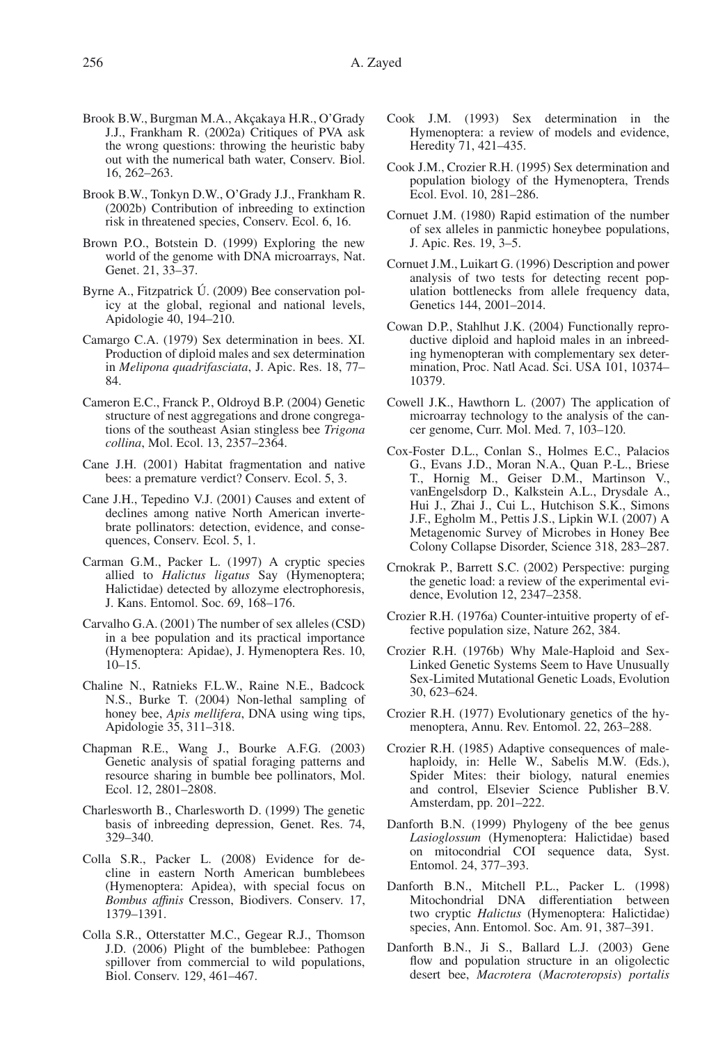Brook B.W., Burgman M.A., Akçakaya H.R., O'Grady J.J., Frankham R. (2002a) Critiques of PVA ask the wrong questions: throwing the heuristic baby out with the numerical bath water, Conserv. Biol. 16, 262–263.

Brook B.W., Tonkyn D.W., O'Grady J.J., Frankham R. (2002b) Contribution of inbreeding to extinction risk in threatened species, Conserv. Ecol. 6, 16.

Brown P.O., Botstein D. (1999) Exploring the new world of the genome with DNA microarrays, Nat. Genet. 21, 33–37.

Byrne A., Fitzpatrick Ú. (2009) Bee conservation policy at the global, regional and national levels, Apidologie 40, 194–210.

Camargo C.A. (1979) Sex determination in bees. XI. Production of diploid males and sex determination in *Melipona quadrifasciata*, J. Apic. Res. 18, 77–84.

Cameron E.C., Franck P., Oldroyd B.P. (2004) Genetic structure of nest aggregations and drone congregations of the southeast Asian stingless bee *Trigona collina*, Mol. Ecol. 13, 2357–2364.

Cane J.H. (2001) Habitat fragmentation and native bees: a premature verdict? Conserv. Ecol. 5, 3.

Cane J.H., Tepedino V.J. (2001) Causes and extent of declines among native North American invertebrate pollinators: detection, evidence, and consequences, Conserv. Ecol. 5, 1.

Carman G.M., Packer L. (1997) A cryptic species allied to *Halictus ligatus* Say (Hymenoptera; Halictidae) detected by allozyme electrophoresis, J. Kans. Entomol. Soc. 69, 168–176.

Carvalho G.A. (2001) The number of sex alleles (CSD) in a bee population and its practical importance (Hymenoptera: Apidae), J. Hymenoptera Res. 10, 10–15.

Chaline N., Ratnieks F.L.W., Raine N.E., Badcock N.S., Burke T. (2004) Non-lethal sampling of honey bee, *Apis mellifera*, DNA using wing tips, Apidologie 35, 311–318.

Chapman R.E., Wang J., Bourke A.F.G. (2003) Genetic analysis of spatial foraging patterns and resource sharing in bumble bee pollinators, Mol. Ecol. 12, 2801–2808.

Charlesworth B., Charlesworth D. (1999) The genetic basis of inbreeding depression, Genet. Res. 74, 329–340.

Colla S.R., Packer L. (2008) Evidence for decline in eastern North American bumblebees (Hymenoptera: Apidea), with special focus on *Bombus affinis* Cresson, Biodivers. Conserv. 17, 1379–1391.

Colla S.R., Otterstatter M.C., Gegear R.J., Thomson J.D. (2006) Plight of the bumblebee: Pathogen spillover from commercial to wild populations, Biol. Conserv. 129, 461–467.

Cook J.M. (1993) Sex determination in the Hymenoptera: a review of models and evidence, Heredity 71, 421–435.

Cook J.M., Crozier R.H. (1995) Sex determination and population biology of the Hymenoptera, Trends Ecol. Evol. 10, 281–286.

Cornuet J.M. (1980) Rapid estimation of the number of sex alleles in panmictic honeybee populations, J. Apic. Res. 19, 3–5.

Cornuet J.M., Luikart G. (1996) Description and power analysis of two tests for detecting recent population bottlenecks from allele frequency data, Genetics 144, 2001–2014.

Cowan D.P., Stahlhut J.K. (2004) Functionally reproductive diploid and haploid males in an inbreeding hymenopteran with complementary sex determination, Proc. Natl Acad. Sci. USA 101, 10374–10379.

Cowell J.K., Hawthorn L. (2007) The application of microarray technology to the analysis of the cancer genome, Curr. Mol. Med. 7, 103–120.

Cox-Foster D.L., Conlan S., Holmes E.C., Palacios G., Evans J.D., Moran N.A., Quan P.-L., Briese T., Hornig M., Geiser D.M., Martinson V., vanEngelsdorp D., Kalkstein A.L., Drysdale A., Hui J., Zhai J., Cui L., Hutchison S.K., Simons J.F., Egholm M., Pettis J.S., Lipkin W.I. (2007) A Metagenomic Survey of Microbes in Honey Bee Colony Collapse Disorder, Science 318, 283–287.

Crnokrak P., Barrett S.C. (2002) Perspective: purging the genetic load: a review of the experimental evidence, Evolution 12, 2347–2358.

Crozier R.H. (1976a) Counter-intuitive property of effective population size, Nature 262, 384.

Crozier R.H. (1976b) Why Male-Haploid and Sex-Linked Genetic Systems Seem to Have Unusually Sex-Limited Mutational Genetic Loads, Evolution 30, 623–624.

Crozier R.H. (1977) Evolutionary genetics of the hymenoptera, Annu. Rev. Entomol. 22, 263–288.

Crozier R.H. (1985) Adaptive consequences of male-haploidy, in: Helle W., Sabelis M.W. (Eds.), Spider Mites: their biology, natural enemies and control, Elsevier Science Publisher B.V. Amsterdam, pp. 201–222.

Danforth B.N. (1999) Phylogeny of the bee genus *Lasioglossum* (Hymenoptera: Halictidae) based on mitocondrial COI sequence data, Syst. Entomol. 24, 377–393.

Danforth B.N., Mitchell P.L., Packer L. (1998) Mitochondrial DNA differentiation between two cryptic *Halictus* (Hymenoptera: Halictidae) species, Ann. Entomol. Soc. Am. 91, 387–391.

Danforth B.N., Ji S., Ballard L.J. (2003) Gene flow and population structure in an oligolectic desert bee, *Macrotera* (*Macroteropsis*) *portalis*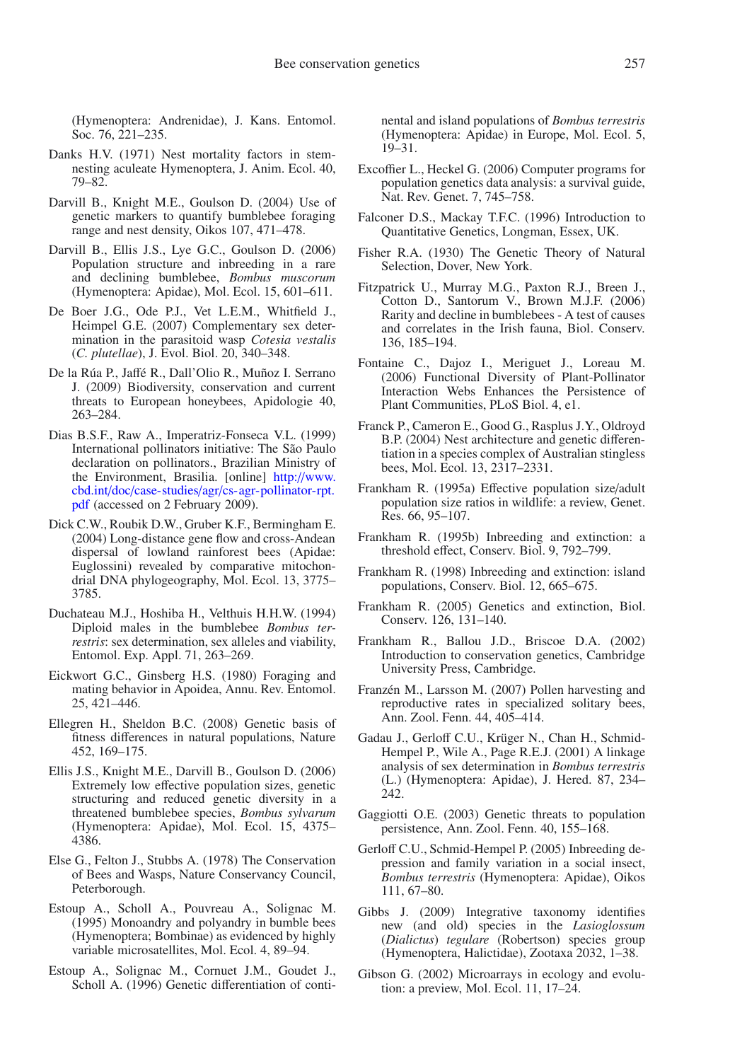(Hymenoptera: Andrenidae), J. Kans. Entomol. Soc. 76, 221–235.

Danks H.V. (1971) Nest mortality factors in stem-nesting aculeate Hymenoptera, J. Anim. Ecol. 40, 79–82.

Darvill B., Knight M.E., Goulson D. (2004) Use of genetic markers to quantify bumblebee foraging range and nest density, Oikos 107, 471–478.

Darvill B., Ellis J.S., Lye G.C., Goulson D. (2006) Population structure and inbreeding in a rare and declining bumblebee, *Bombus muscorum* (Hymenoptera: Apidae), Mol. Ecol. 15, 601–611.

De Boer J.G., Ode P.J., Vet L.E.M., Whitfield J., Heimpel G.E. (2007) Complementary sex determination in the parasitoid wasp *Cotesia vestalis* (*C. plutellae*), J. Evol. Biol. 20, 340–348.

De la Rúa P., Jaffé R., Dall'Olio R., Muñoz I. Serrano J. (2009) Biodiversity, conservation and current threats to European honeybees, Apidologie 40, 263–284.

Dias B.S.F., Raw A., Imperatriz-Fonseca V.L. (1999) International pollinators initiative: The São Paulo declaration on pollinators., Brazilian Ministry of the Environment, Brasilia. [online] http://www.cbd.int/doc/case-studies/agr/cs-agr-pollinator-rpt.pdf (accessed on 2 February 2009).

Dick C.W., Roubik D.W., Gruber K.F., Bermingham E. (2004) Long-distance gene flow and cross-Andean dispersal of lowland rainforest bees (Apidae: Euglossini) revealed by comparative mitochondrial DNA phylogeography, Mol. Ecol. 13, 3775–3785.

Duchateau M.J., Hoshiba H., Velthuis H.H.W. (1994) Diploid males in the bumblebee *Bombus terrestris*: sex determination, sex alleles and viability, Entomol. Exp. Appl. 71, 263–269.

Eickwort G.C., Ginsberg H.S. (1980) Foraging and mating behavior in Apoidea, Annu. Rev. Entomol. 25, 421–446.

Ellegren H., Sheldon B.C. (2008) Genetic basis of fitness differences in natural populations, Nature 452, 169–175.

Ellis J.S., Knight M.E., Darvill B., Goulson D. (2006) Extremely low effective population sizes, genetic structuring and reduced genetic diversity in a threatened bumblebee species, *Bombus sylvarum* (Hymenoptera: Apidae), Mol. Ecol. 15, 4375–4386.

Else G., Felton J., Stubbs A. (1978) The Conservation of Bees and Wasps, Nature Conservancy Council, Peterborough.

Estoup A., Scholl A., Pouvreau A., Solignac M. (1995) Monoandry and polyandry in bumble bees (Hymenoptera; Bombinae) as evidenced by highly variable microsatellites, Mol. Ecol. 4, 89–94.

Estoup A., Solignac M., Cornuet J.M., Goudet J., Scholl A. (1996) Genetic differentiation of continental and island populations of *Bombus terrestris* (Hymenoptera: Apidae) in Europe, Mol. Ecol. 5, 19–31.

Excoffier L., Heckel G. (2006) Computer programs for population genetics data analysis: a survival guide, Nat. Rev. Genet. 7, 745–758.

Falconer D.S., Mackay T.F.C. (1996) Introduction to Quantitative Genetics, Longman, Essex, UK.

Fisher R.A. (1930) The Genetic Theory of Natural Selection, Dover, New York.

Fitzpatrick U., Murray M.G., Paxton R.J., Breen J., Cotton D., Santorum V., Brown M.J.F. (2006) Rarity and decline in bumblebees - A test of causes and correlates in the Irish fauna, Biol. Conserv. 136, 185–194.

Fontaine C., Dajoz I., Meriguet J., Loreau M. (2006) Functional Diversity of Plant-Pollinator Interaction Webs Enhances the Persistence of Plant Communities, PLoS Biol. 4, e1.

Franck P., Cameron E., Good G., Rasplus J.Y., Oldroyd B.P. (2004) Nest architecture and genetic differentiation in a species complex of Australian stingless bees, Mol. Ecol. 13, 2317–2331.

Frankham R. (1995a) Effective population size/adult population size ratios in wildlife: a review, Genet. Res. 66, 95–107.

Frankham R. (1995b) Inbreeding and extinction: a threshold effect, Conserv. Biol. 9, 792–799.

Frankham R. (1998) Inbreeding and extinction: island populations, Conserv. Biol. 12, 665–675.

Frankham R. (2005) Genetics and extinction, Biol. Conserv. 126, 131–140.

Frankham R., Ballou J.D., Briscoe D.A. (2002) Introduction to conservation genetics, Cambridge University Press, Cambridge.

Franzén M., Larsson M. (2007) Pollen harvesting and reproductive rates in specialized solitary bees, Ann. Zool. Fenn. 44, 405–414.

Gadau J., Gerloff C.U., Krüger N., Chan H., Schmid-Hempel P., Wile A., Page R.E.J. (2001) A linkage analysis of sex determination in *Bombus terrestris* (L.) (Hymenoptera: Apidae), J. Hered. 87, 234–242.

Gaggiotti O.E. (2003) Genetic threats to population persistence, Ann. Zool. Fenn. 40, 155–168.

Gerloff C.U., Schmid-Hempel P. (2005) Inbreeding depression and family variation in a social insect, *Bombus terrestris* (Hymenoptera: Apidae), Oikos 111, 67–80.

Gibbs J. (2009) Integrative taxonomy identifies new (and old) species in the *Lasioglossum* (*Dialictus*) *tegulare* (Robertson) species group (Hymenoptera, Halictidae), Zootaxa 2032, 1–38.

Gibson G. (2002) Microarrays in ecology and evolution: a preview, Mol. Ecol. 11, 17–24.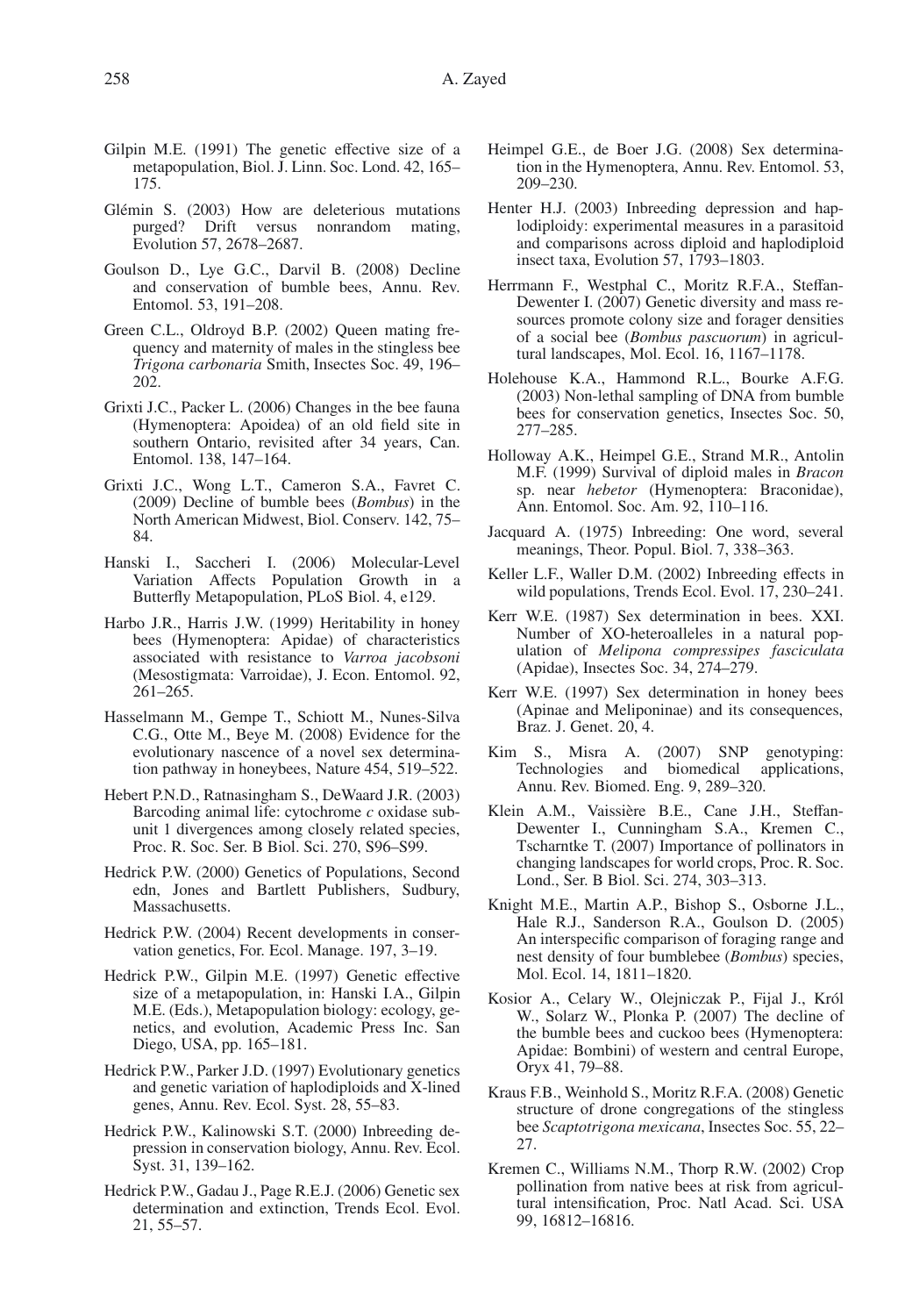Gilpin M.E. (1991) The genetic effective size of a metapopulation, Biol. J. Linn. Soc. Lond. 42, 165–175.

Glémin S. (2003) How are deleterious mutations purged? Drift versus nonrandom mating, Evolution 57, 2678–2687.

Goulson D., Lye G.C., Darvil B. (2008) Decline and conservation of bumble bees, Annu. Rev. Entomol. 53, 191–208.

Green C.L., Oldroyd B.P. (2002) Queen mating frequency and maternity of males in the stingless bee *Trigona carbonaria* Smith, Insectes Soc. 49, 196–202.

Grixti J.C., Packer L. (2006) Changes in the bee fauna (Hymenoptera: Apoidea) of an old field site in southern Ontario, revisited after 34 years, Can. Entomol. 138, 147–164.

Grixti J.C., Wong L.T., Cameron S.A., Favret C. (2009) Decline of bumble bees (*Bombus*) in the North American Midwest, Biol. Conserv. 142, 75–84.

Hanski I., Saccheri I. (2006) Molecular-Level Variation Affects Population Growth in a Butterfly Metapopulation, PLoS Biol. 4, e129.

Harbo J.R., Harris J.W. (1999) Heritability in honey bees (Hymenoptera: Apidae) of characteristics associated with resistance to *Varroa jacobsoni* (Mesostigmata: Varroidae), J. Econ. Entomol. 92, 261–265.

Hasselmann M., Gempe T., Schiott M., Nunes-Silva C.G., Otte M., Beye M. (2008) Evidence for the evolutionary nascence of a novel sex determination pathway in honeybees, Nature 454, 519–522.

Hebert P.N.D., Ratnasingham S., DeWaard J.R. (2003) Barcoding animal life: cytochrome *c* oxidase subunit 1 divergences among closely related species, Proc. R. Soc. Ser. B Biol. Sci. 270, S96–S99.

Hedrick P.W. (2000) Genetics of Populations, Second edn, Jones and Bartlett Publishers, Sudbury, Massachusetts.

Hedrick P.W. (2004) Recent developments in conservation genetics, For. Ecol. Manage. 197, 3–19.

Hedrick P.W., Gilpin M.E. (1997) Genetic effective size of a metapopulation, in: Hanski I.A., Gilpin M.E. (Eds.), Metapopulation biology: ecology, genetics, and evolution, Academic Press Inc. San Diego, USA, pp. 165–181.

Hedrick P.W., Parker J.D. (1997) Evolutionary genetics and genetic variation of haplodiploids and X-lined genes, Annu. Rev. Ecol. Syst. 28, 55–83.

Hedrick P.W., Kalinowski S.T. (2000) Inbreeding depression in conservation biology, Annu. Rev. Ecol. Syst. 31, 139–162.

Hedrick P.W., Gadau J., Page R.E.J. (2006) Genetic sex determination and extinction, Trends Ecol. Evol. 21, 55–57.

Heimpel G.E., de Boer J.G. (2008) Sex determination in the Hymenoptera, Annu. Rev. Entomol. 53, 209–230.

Henter H.J. (2003) Inbreeding depression and haplodiploidy: experimental measures in a parasitoid and comparisons across diploid and haplodiploid insect taxa, Evolution 57, 1793–1803.

Herrmann F., Westphal C., Moritz R.F.A., Steffan-Dewenter I. (2007) Genetic diversity and mass resources promote colony size and forager densities of a social bee (*Bombus pascuorum*) in agricultural landscapes, Mol. Ecol. 16, 1167–1178.

Holehouse K.A., Hammond R.L., Bourke A.F.G. (2003) Non-lethal sampling of DNA from bumble bees for conservation genetics, Insectes Soc. 50, 277–285.

Holloway A.K., Heimpel G.E., Strand M.R., Antolin M.F. (1999) Survival of diploid males in *Bracon* sp. near *hebetor* (Hymenoptera: Braconidae), Ann. Entomol. Soc. Am. 92, 110–116.

Jacquard A. (1975) Inbreeding: One word, several meanings, Theor. Popul. Biol. 7, 338–363.

Keller L.F., Waller D.M. (2002) Inbreeding effects in wild populations, Trends Ecol. Evol. 17, 230–241.

Kerr W.E. (1987) Sex determination in bees. XXI. Number of XO-heteroalleles in a natural population of *Melipona compressipes fasciculata* (Apidae), Insectes Soc. 34, 274–279.

Kerr W.E. (1997) Sex determination in honey bees (Apinae and Meliponinae) and its consequences, Braz. J. Genet. 20, 4.

Kim S., Misra A. (2007) SNP genotyping: Technologies and biomedical applications, Annu. Rev. Biomed. Eng. 9, 289–320.

Klein A.M., Vaissière B.E., Cane J.H., Steffan-Dewenter I., Cunningham S.A., Kremen C., Tscharntke T. (2007) Importance of pollinators in changing landscapes for world crops, Proc. R. Soc. Lond., Ser. B Biol. Sci. 274, 303–313.

Knight M.E., Martin A.P., Bishop S., Osborne J.L., Hale R.J., Sanderson R.A., Goulson D. (2005) An interspecific comparison of foraging range and nest density of four bumblebee (*Bombus*) species, Mol. Ecol. 14, 1811–1820.

Kosior A., Celary W., Olejniczak P., Fijal J., Król W., Solarz W., Plonka P. (2007) The decline of the bumble bees and cuckoo bees (Hymenoptera: Apidae: Bombini) of western and central Europe, Oryx 41, 79–88.

Kraus F.B., Weinhold S., Moritz R.F.A. (2008) Genetic structure of drone congregations of the stingless bee *Scaptotrigona mexicana*, Insectes Soc. 55, 22–27.

Kremen C., Williams N.M., Thorp R.W. (2002) Crop pollination from native bees at risk from agricultural intensification, Proc. Natl Acad. Sci. USA 99, 16812–16816.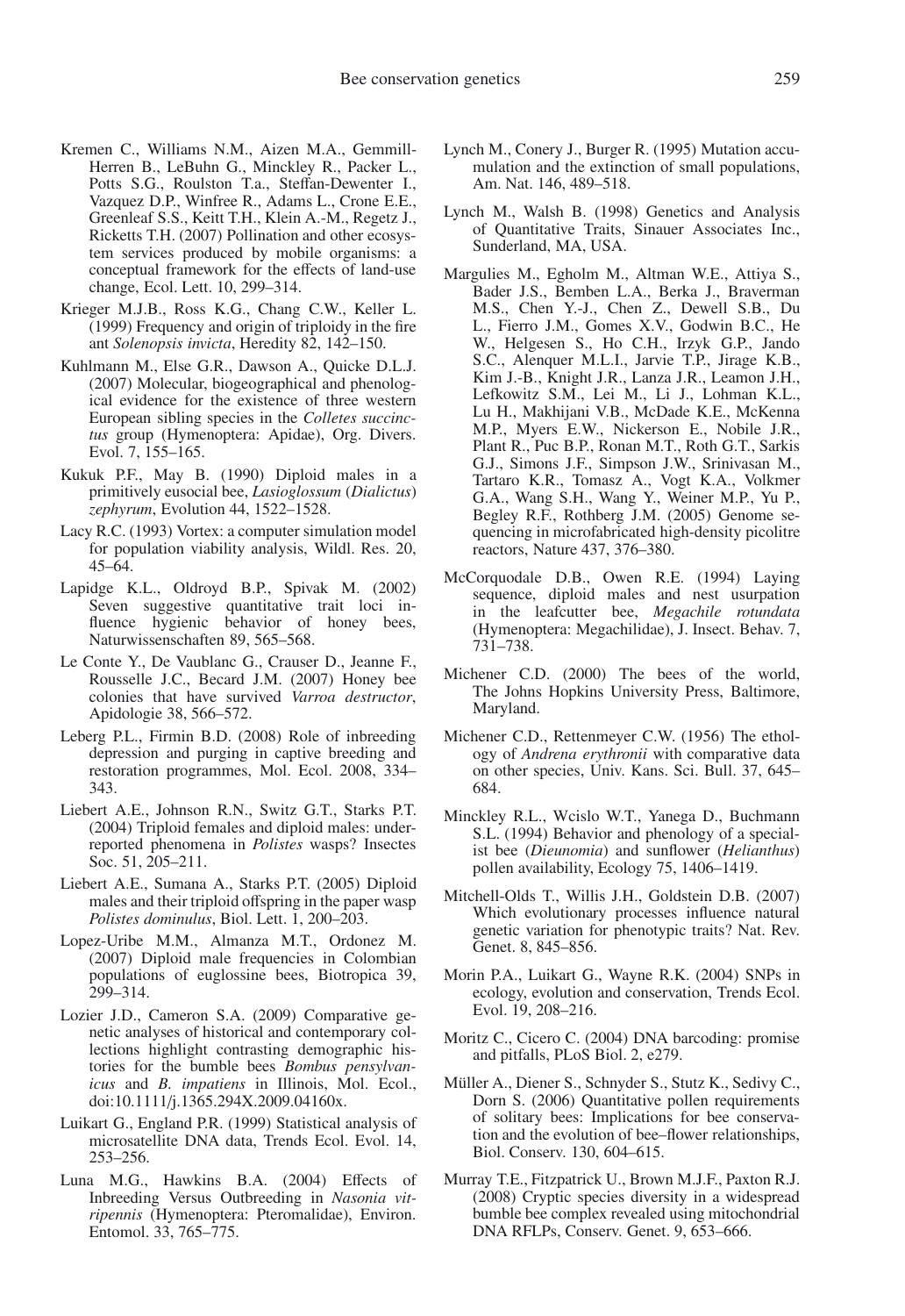Kremen C., Williams N.M., Aizen M.A., Gemmill-Herren B., LeBuhn G., Minckley R., Packer L., Potts S.G., Roulston T.a., Steffan-Dewenter I., Vazquez D.P., Winfree R., Adams L., Crone E.E., Greenleaf S.S., Keitt T.H., Klein A.-M., Regetz J., Ricketts T.H. (2007) Pollination and other ecosystem services produced by mobile organisms: a conceptual framework for the effects of land-use change, Ecol. Lett. 10, 299–314.

Krieger M.J.B., Ross K.G., Chang C.W., Keller L. (1999) Frequency and origin of triploidy in the fire ant *Solenopsis invicta*, Heredity 82, 142–150.

Kuhlmann M., Else G.R., Dawson A., Quicke D.L.J. (2007) Molecular, biogeographical and phenological evidence for the existence of three western European sibling species in the *Colletes succinctus* group (Hymenoptera: Apidae), Org. Divers. Evol. 7, 155–165.

Kukuk P.F., May B. (1990) Diploid males in a primitively eusocial bee, *Lasioglossum* (*Dialictus*) *zephyrum*, Evolution 44, 1522–1528.

Lacy R.C. (1993) Vortex: a computer simulation model for population viability analysis, Wildl. Res. 20, 45–64.

Lapidge K.L., Oldroyd B.P., Spivak M. (2002) Seven suggestive quantitative trait loci influence hygienic behavior of honey bees, Naturwissenschaften 89, 565–568.

Le Conte Y., De Vaublanc G., Crauser D., Jeanne F., Rousselle J.C., Becard J.M. (2007) Honey bee colonies that have survived *Varroa destructor*, Apidologie 38, 566–572.

Leberg P.L., Firmin B.D. (2008) Role of inbreeding depression and purging in captive breeding and restoration programmes, Mol. Ecol. 2008, 334–343.

Liebert A.E., Johnson R.N., Switz G.T., Starks P.T. (2004) Triploid females and diploid males: underreported phenomena in *Polistes* wasps? Insectes Soc. 51, 205–211.

Liebert A.E., Sumana A., Starks P.T. (2005) Diploid males and their triploid offspring in the paper wasp *Polistes dominulus*, Biol. Lett. 1, 200–203.

Lopez-Uribe M.M., Almanza M.T., Ordonez M. (2007) Diploid male frequencies in Colombian populations of euglossine bees, Biotropica 39, 299–314.

Lozier J.D., Cameron S.A. (2009) Comparative genetic analyses of historical and contemporary collections highlight contrasting demographic histories for the bumble bees *Bombus pensylvanicus* and *B. impatiens* in Illinois, Mol. Ecol., doi:10.1111/j.1365.294X.2009.04160x.

Luikart G., England P.R. (1999) Statistical analysis of microsatellite DNA data, Trends Ecol. Evol. 14, 253–256.

Luna M.G., Hawkins B.A. (2004) Effects of Inbreeding Versus Outbreeding in *Nasonia vitripennis* (Hymenoptera: Pteromalidae), Environ. Entomol. 33, 765–775.

Lynch M., Conery J., Burger R. (1995) Mutation accumulation and the extinction of small populations, Am. Nat. 146, 489–518.

Lynch M., Walsh B. (1998) Genetics and Analysis of Quantitative Traits, Sinauer Associates Inc., Sunderland, MA, USA.

Margulies M., Egholm M., Altman W.E., Attiya S., Bader J.S., Bemben L.A., Berka J., Braverman M.S., Chen Y.-J., Chen Z., Dewell S.B., Du L., Fierro J.M., Gomes X.V., Godwin B.C., He W., Helgesen S., Ho C.H., Irzyk G.P., Jando S.C., Alenquer M.L.I., Jarvie T.P., Jirage K.B., Kim J.-B., Knight J.R., Lanza J.R., Leamon J.H., Lefkowitz S.M., Lei M., Li J., Lohman K.L., Lu H., Makhijani V.B., McDade K.E., McKenna M.P., Myers E.W., Nickerson E., Nobile J.R., Plant R., Puc B.P., Ronan M.T., Roth G.T., Sarkis G.J., Simons J.F., Simpson J.W., Srinivasan M., Tartaro K.R., Tomasz A., Vogt K.A., Volkmer G.A., Wang S.H., Wang Y., Weiner M.P., Yu P., Begley R.F., Rothberg J.M. (2005) Genome sequencing in microfabricated high-density picolitre reactors, Nature 437, 376–380.

McCorquodale D.B., Owen R.E. (1994) Laying sequence, diploid males and nest usurpation in the leafcutter bee, *Megachile rotundata* (Hymenoptera: Megachilidae), J. Insect. Behav. 7, 731–738.

Michener C.D. (2000) The bees of the world, The Johns Hopkins University Press, Baltimore, Maryland.

Michener C.D., Rettenmeyer C.W. (1956) The ethology of *Andrena erythronii* with comparative data on other species, Univ. Kans. Sci. Bull. 37, 645–684.

Minckley R.L., Wcislo W.T., Yanega D., Buchmann S.L. (1994) Behavior and phenology of a specialist bee (*Dieunomia*) and sunflower (*Helianthus*) pollen availability, Ecology 75, 1406–1419.

Mitchell-Olds T., Willis J.H., Goldstein D.B. (2007) Which evolutionary processes influence natural genetic variation for phenotypic traits? Nat. Rev. Genet. 8, 845–856.

Morin P.A., Luikart G., Wayne R.K. (2004) SNPs in ecology, evolution and conservation, Trends Ecol. Evol. 19, 208–216.

Moritz C., Cicero C. (2004) DNA barcoding: promise and pitfalls, PLoS Biol. 2, e279.

Müller A., Diener S., Schnyder S., Stutz K., Sedivy C., Dorn S. (2006) Quantitative pollen requirements of solitary bees: Implications for bee conservation and the evolution of bee–flower relationships, Biol. Conserv. 130, 604–615.

Murray T.E., Fitzpatrick U., Brown M.J.F., Paxton R.J. (2008) Cryptic species diversity in a widespread bumble bee complex revealed using mitochondrial DNA RFLPs, Conserv. Genet. 9, 653–666.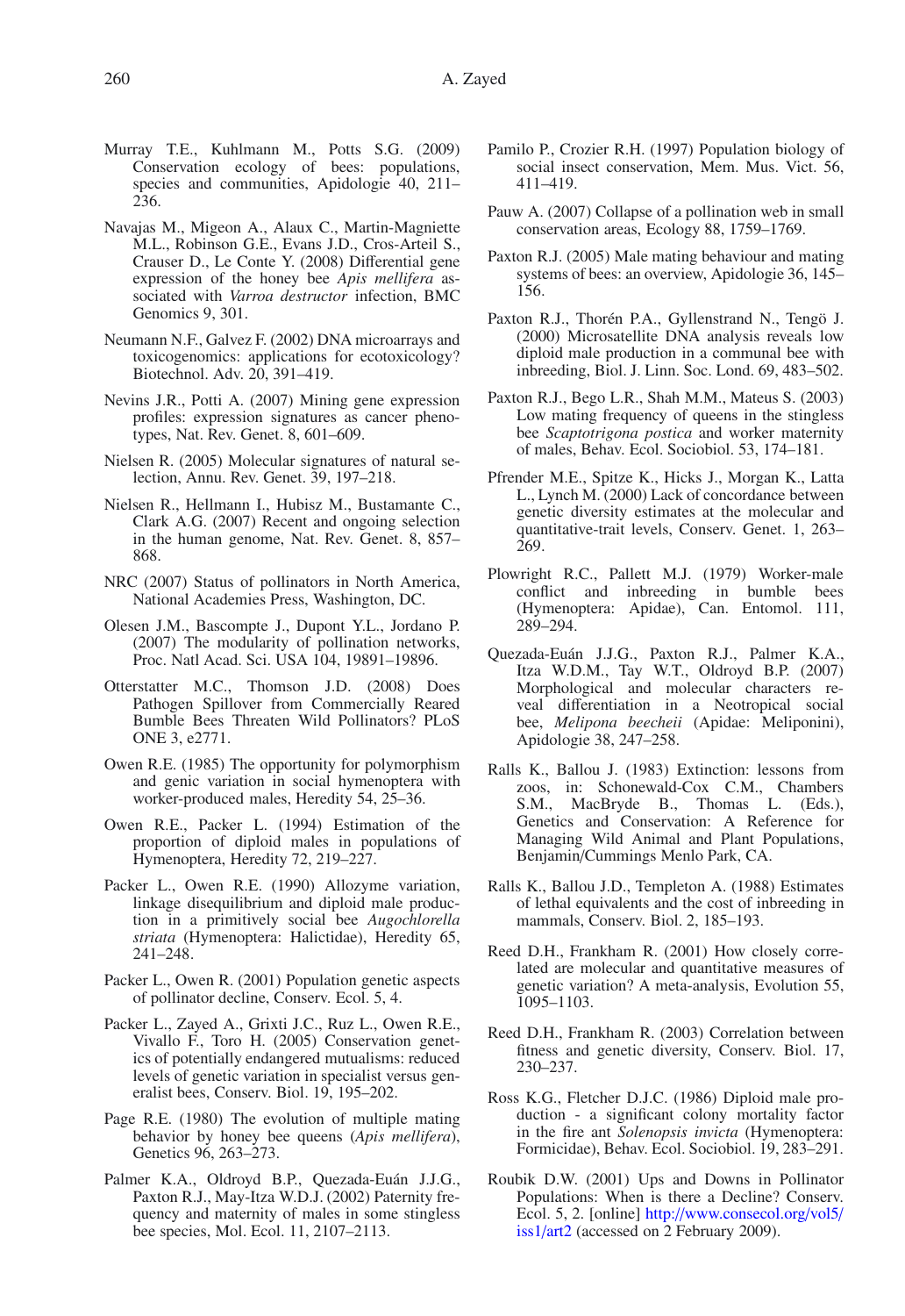Murray T.E., Kuhlmann M., Potts S.G. (2009) Conservation ecology of bees: populations, species and communities, Apidologie 40, 211–236.

Navajas M., Migeon A., Alaux C., Martin-Magniette M.L., Robinson G.E., Evans J.D., Cros-Arteil S., Crauser D., Le Conte Y. (2008) Differential gene expression of the honey bee *Apis mellifera* associated with *Varroa destructor* infection, BMC Genomics 9, 301.

Neumann N.F., Galvez F. (2002) DNA microarrays and toxicogenomics: applications for ecotoxicology? Biotechnol. Adv. 20, 391–419.

Nevins J.R., Potti A. (2007) Mining gene expression profiles: expression signatures as cancer phenotypes, Nat. Rev. Genet. 8, 601–609.

Nielsen R. (2005) Molecular signatures of natural selection, Annu. Rev. Genet. 39, 197–218.

Nielsen R., Hellmann I., Hubisz M., Bustamante C., Clark A.G. (2007) Recent and ongoing selection in the human genome, Nat. Rev. Genet. 8, 857–868.

NRC (2007) Status of pollinators in North America, National Academies Press, Washington, DC.

Olesen J.M., Bascompte J., Dupont Y.L., Jordano P. (2007) The modularity of pollination networks, Proc. Natl Acad. Sci. USA 104, 19891–19896.

Otterstatter M.C., Thomson J.D. (2008) Does Pathogen Spillover from Commercially Reared Bumble Bees Threaten Wild Pollinators? PLoS ONE 3, e2771.

Owen R.E. (1985) The opportunity for polymorphism and genic variation in social hymenoptera with worker-produced males, Heredity 54, 25–36.

Owen R.E., Packer L. (1994) Estimation of the proportion of diploid males in populations of Hymenoptera, Heredity 72, 219–227.

Packer L., Owen R.E. (1990) Allozyme variation, linkage disequilibrium and diploid male production in a primitively social bee *Augochlorella striata* (Hymenoptera: Halictidae), Heredity 65, 241–248.

Packer L., Owen R. (2001) Population genetic aspects of pollinator decline, Conserv. Ecol. 5, 4.

Packer L., Zayed A., Grixti J.C., Ruz L., Owen R.E., Vivallo F., Toro H. (2005) Conservation genetics of potentially endangered mutualisms: reduced levels of genetic variation in specialist versus generalist bees, Conserv. Biol. 19, 195–202.

Page R.E. (1980) The evolution of multiple mating behavior by honey bee queens (*Apis mellifera*), Genetics 96, 263–273.

Palmer K.A., Oldroyd B.P., Quezada-Euán J.J.G., Paxton R.J., May-Itza W.D.J. (2002) Paternity frequency and maternity of males in some stingless bee species, Mol. Ecol. 11, 2107–2113.

Pamilo P., Crozier R.H. (1997) Population biology of social insect conservation, Mem. Mus. Vict. 56, 411–419.

Pauw A. (2007) Collapse of a pollination web in small conservation areas, Ecology 88, 1759–1769.

Paxton R.J. (2005) Male mating behaviour and mating systems of bees: an overview, Apidologie 36, 145–156.

Paxton R.J., Thorén P.A., Gyllenstrand N., Tengö J. (2000) Microsatellite DNA analysis reveals low diploid male production in a communal bee with inbreeding, Biol. J. Linn. Soc. Lond. 69, 483–502.

Paxton R.J., Bego L.R., Shah M.M., Mateus S. (2003) Low mating frequency of queens in the stingless bee *Scaptotrigona postica* and worker maternity of males, Behav. Ecol. Sociobiol. 53, 174–181.

Pfrender M.E., Spitze K., Hicks J., Morgan K., Latta L., Lynch M. (2000) Lack of concordance between genetic diversity estimates at the molecular and quantitative-trait levels, Conserv. Genet. 1, 263–269.

Plowright R.C., Pallett M.J. (1979) Worker-male conflict and inbreeding in bumble bees (Hymenoptera: Apidae), Can. Entomol. 111, 289–294.

Quezada-Euán J.J.G., Paxton R.J., Palmer K.A., Itza W.D.M., Tay W.T., Oldroyd B.P. (2007) Morphological and molecular characters reveal differentiation in a Neotropical social bee, *Melipona beecheii* (Apidae: Meliponini), Apidologie 38, 247–258.

Ralls K., Ballou J. (1983) Extinction: lessons from zoos, in: Schonewald-Cox C.M., Chambers S.M., MacBryde B., Thomas L. (Eds.), Genetics and Conservation: A Reference for Managing Wild Animal and Plant Populations, Benjamin/Cummings Menlo Park, CA.

Ralls K., Ballou J.D., Templeton A. (1988) Estimates of lethal equivalents and the cost of inbreeding in mammals, Conserv. Biol. 2, 185–193.

Reed D.H., Frankham R. (2001) How closely correlated are molecular and quantitative measures of genetic variation? A meta-analysis, Evolution 55, 1095–1103.

Reed D.H., Frankham R. (2003) Correlation between fitness and genetic diversity, Conserv. Biol. 17, 230–237.

Ross K.G., Fletcher D.J.C. (1986) Diploid male production - a significant colony mortality factor in the fire ant *Solenopsis invicta* (Hymenoptera: Formicidae), Behav. Ecol. Sociobiol. 19, 283–291.

Roubik D.W. (2001) Ups and Downs in Pollinator Populations: When is there a Decline? Conserv. Ecol. 5, 2. [online] http://www.consecol.org/vol5/iss1/art2 (accessed on 2 February 2009).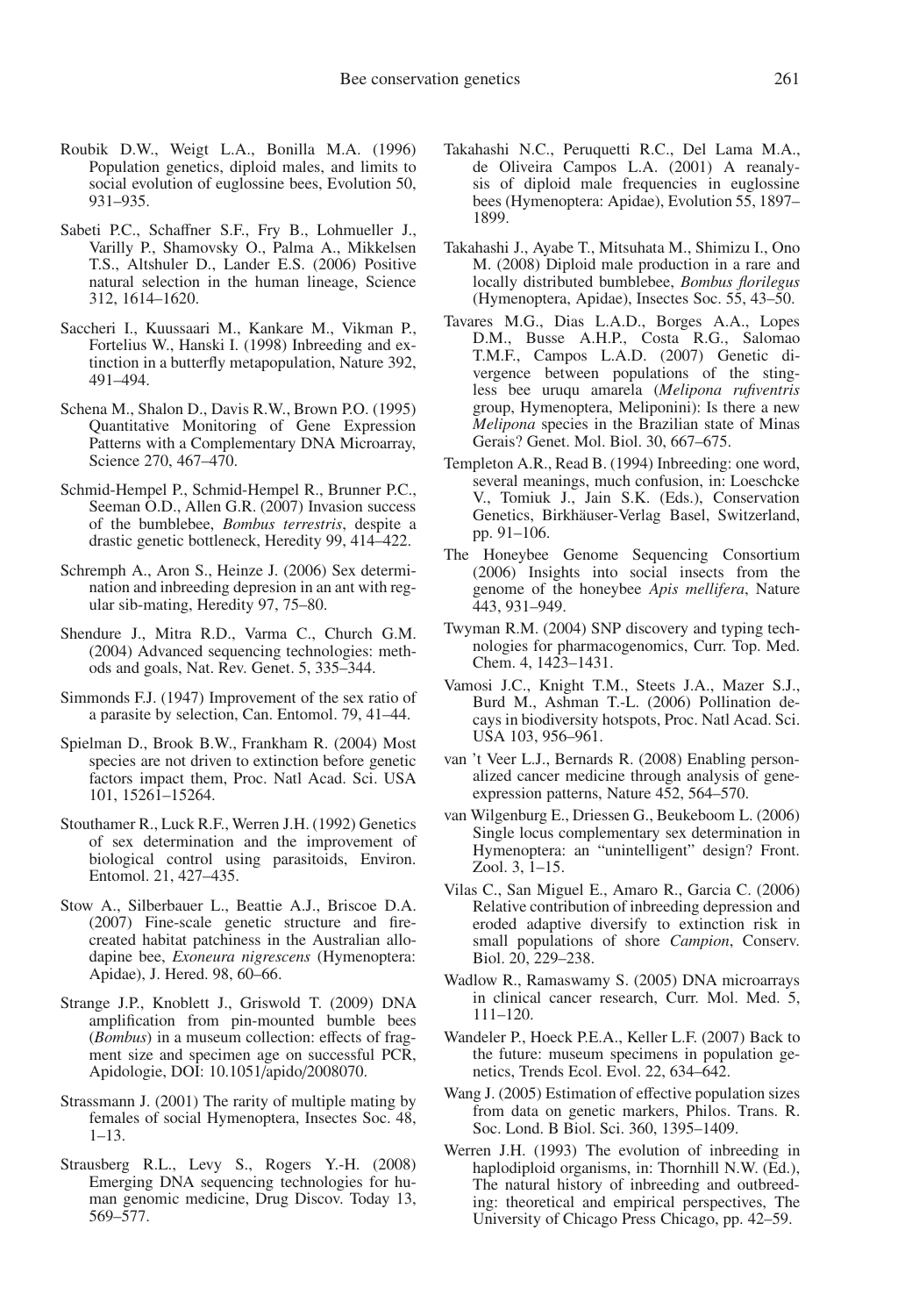Roubik D.W., Weigt L.A., Bonilla M.A. (1996) Population genetics, diploid males, and limits to social evolution of euglossine bees, Evolution 50, 931–935.

Sabeti P.C., Schaffner S.F., Fry B., Lohmueller J., Varilly P., Shamovsky O., Palma A., Mikkelsen T.S., Altshuler D., Lander E.S. (2006) Positive natural selection in the human lineage, Science 312, 1614–1620.

Saccheri I., Kuussaari M., Kankare M., Vikman P., Fortelius W., Hanski I. (1998) Inbreeding and extinction in a butterfly metapopulation, Nature 392, 491–494.

Schena M., Shalon D., Davis R.W., Brown P.O. (1995) Quantitative Monitoring of Gene Expression Patterns with a Complementary DNA Microarray, Science 270, 467–470.

Schmid-Hempel P., Schmid-Hempel R., Brunner P.C., Seeman O.D., Allen G.R. (2007) Invasion success of the bumblebee, *Bombus terrestris*, despite a drastic genetic bottleneck, Heredity 99, 414–422.

Schremph A., Aron S., Heinze J. (2006) Sex determination and inbreeding depresion in an ant with regular sib-mating, Heredity 97, 75–80.

Shendure J., Mitra R.D., Varma C., Church G.M. (2004) Advanced sequencing technologies: methods and goals, Nat. Rev. Genet. 5, 335–344.

Simmonds F.J. (1947) Improvement of the sex ratio of a parasite by selection, Can. Entomol. 79, 41–44.

Spielman D., Brook B.W., Frankham R. (2004) Most species are not driven to extinction before genetic factors impact them, Proc. Natl Acad. Sci. USA 101, 15261–15264.

Stouthamer R., Luck R.F., Werren J.H. (1992) Genetics of sex determination and the improvement of biological control using parasitoids, Environ. Entomol. 21, 427–435.

Stow A., Silberbauer L., Beattie A.J., Briscoe D.A. (2007) Fine-scale genetic structure and fire-created habitat patchiness in the Australian allodapine bee, *Exoneura nigrescens* (Hymenoptera: Apidae), J. Hered. 98, 60–66.

Strange J.P., Knoblett J., Griswold T. (2009) DNA amplification from pin-mounted bumble bees (*Bombus*) in a museum collection: effects of fragment size and specimen age on successful PCR, Apidologie, DOI: 10.1051/apido/2008070.

Strassmann J. (2001) The rarity of multiple mating by females of social Hymenoptera, Insectes Soc. 48, 1–13.

Strausberg R.L., Levy S., Rogers Y.-H. (2008) Emerging DNA sequencing technologies for human genomic medicine, Drug Discov. Today 13, 569–577.

Takahashi N.C., Peruquetti R.C., Del Lama M.A., de Oliveira Campos L.A. (2001) A reanalysis of diploid male frequencies in euglossine bees (Hymenoptera: Apidae), Evolution 55, 1897–1899.

Takahashi J., Ayabe T., Mitsuhata M., Shimizu I., Ono M. (2008) Diploid male production in a rare and locally distributed bumblebee, *Bombus florilegus* (Hymenoptera, Apidae), Insectes Soc. 55, 43–50.

Tavares M.G., Dias L.A.D., Borges A.A., Lopes D.M., Busse A.H.P., Costa R.G., Salomao T.M.F., Campos L.A.D. (2007) Genetic divergence between populations of the stingless bee uruqu amarela (*Melipona rufiventris* group, Hymenoptera, Meliponini): Is there a new *Melipona* species in the Brazilian state of Minas Gerais? Genet. Mol. Biol. 30, 667–675.

Templeton A.R., Read B. (1994) Inbreeding: one word, several meanings, much confusion, in: Loeschcke V., Tomiuk J., Jain S.K. (Eds.), Conservation Genetics, Birkhäuser-Verlag Basel, Switzerland, pp. 91–106.

The Honeybee Genome Sequencing Consortium (2006) Insights into social insects from the genome of the honeybee *Apis mellifera*, Nature 443, 931–949.

Twyman R.M. (2004) SNP discovery and typing technologies for pharmacogenomics, Curr. Top. Med. Chem. 4, 1423–1431.

Vamosi J.C., Knight T.M., Steets J.A., Mazer S.J., Burd M., Ashman T.-L. (2006) Pollination decays in biodiversity hotspots, Proc. Natl Acad. Sci. USA 103, 956–961.

van 't Veer L.J., Bernards R. (2008) Enabling personalized cancer medicine through analysis of gene-expression patterns, Nature 452, 564–570.

van Wilgenburg E., Driessen G., Beukeboom L. (2006) Single locus complementary sex determination in Hymenoptera: an "unintelligent" design? Front. Zool. 3, 1–15.

Vilas C., San Miguel E., Amaro R., Garcia C. (2006) Relative contribution of inbreeding depression and eroded adaptive diversify to extinction risk in small populations of shore *Campion*, Conserv. Biol. 20, 229–238.

Wadlow R., Ramaswamy S. (2005) DNA microarrays in clinical cancer research, Curr. Mol. Med. 5, 111–120.

Wandeler P., Hoeck P.E.A., Keller L.F. (2007) Back to the future: museum specimens in population genetics, Trends Ecol. Evol. 22, 634–642.

Wang J. (2005) Estimation of effective population sizes from data on genetic markers, Philos. Trans. R. Soc. Lond. B Biol. Sci. 360, 1395–1409.

Werren J.H. (1993) The evolution of inbreeding in haplodiploid organisms, in: Thornhill N.W. (Ed.), The natural history of inbreeding and outbreeding: theoretical and empirical perspectives, The University of Chicago Press Chicago, pp. 42–59.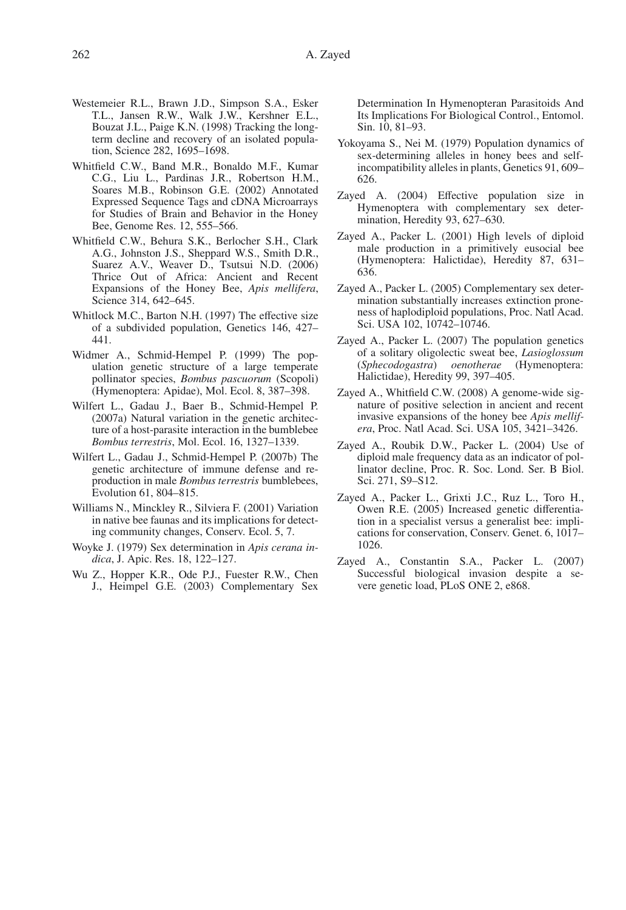Westemeier R.L., Brawn J.D., Simpson S.A., Esker T.L., Jansen R.W., Walk J.W., Kershner E.L., Bouzat J.L., Paige K.N. (1998) Tracking the long-term decline and recovery of an isolated population, Science 282, 1695–1698.

Whitfield C.W., Band M.R., Bonaldo M.F., Kumar C.G., Liu L., Pardinas J.R., Robertson H.M., Soares M.B., Robinson G.E. (2002) Annotated Expressed Sequence Tags and cDNA Microarrays for Studies of Brain and Behavior in the Honey Bee, Genome Res. 12, 555–566.

Whitfield C.W., Behura S.K., Berlocher S.H., Clark A.G., Johnston J.S., Sheppard W.S., Smith D.R., Suarez A.V., Weaver D., Tsutsui N.D. (2006) Thrice Out of Africa: Ancient and Recent Expansions of the Honey Bee, *Apis mellifera*, Science 314, 642–645.

Whitlock M.C., Barton N.H. (1997) The effective size of a subdivided population, Genetics 146, 427–441.

Widmer A., Schmid-Hempel P. (1999) The population genetic structure of a large temperate pollinator species, *Bombus pascuorum* (Scopoli) (Hymenoptera: Apidae), Mol. Ecol. 8, 387–398.

Wilfert L., Gadau J., Baer B., Schmid-Hempel P. (2007a) Natural variation in the genetic architecture of a host-parasite interaction in the bumblebee *Bombus terrestris*, Mol. Ecol. 16, 1327–1339.

Wilfert L., Gadau J., Schmid-Hempel P. (2007b) The genetic architecture of immune defense and reproduction in male *Bombus terrestris* bumblebees, Evolution 61, 804–815.

Williams N., Minckley R., Silviera F. (2001) Variation in native bee faunas and its implications for detecting community changes, Conserv. Ecol. 5, 7.

Woyke J. (1979) Sex determination in *Apis cerana indica*, J. Apic. Res. 18, 122–127.

Wu Z., Hopper K.R., Ode P.J., Fuester R.W., Chen J., Heimpel G.E. (2003) Complementary Sex Determination In Hymenopteran Parasitoids And Its Implications For Biological Control., Entomol. Sin. 10, 81–93.

Yokoyama S., Nei M. (1979) Population dynamics of sex-determining alleles in honey bees and self-incompatibility alleles in plants, Genetics 91, 609–626.

Zayed A. (2004) Effective population size in Hymenoptera with complementary sex determination, Heredity 93, 627–630.

Zayed A., Packer L. (2001) High levels of diploid male production in a primitively eusocial bee (Hymenoptera: Halictidae), Heredity 87, 631–636.

Zayed A., Packer L. (2005) Complementary sex determination substantially increases extinction proneness of haplodiploid populations, Proc. Natl Acad. Sci. USA 102, 10742–10746.

Zayed A., Packer L. (2007) The population genetics of a solitary oligolectic sweat bee, *Lasioglossum* (*Sphecodogastra*) *oenotherae* (Hymenoptera: Halictidae), Heredity 99, 397–405.

Zayed A., Whitfield C.W. (2008) A genome-wide signature of positive selection in ancient and recent invasive expansions of the honey bee *Apis mellifera*, Proc. Natl Acad. Sci. USA 105, 3421–3426.

Zayed A., Roubik D.W., Packer L. (2004) Use of diploid male frequency data as an indicator of pollinator decline, Proc. R. Soc. Lond. Ser. B Biol. Sci. 271, S9–S12.

Zayed A., Packer L., Grixti J.C., Ruz L., Toro H., Owen R.E. (2005) Increased genetic differentiation in a specialist versus a generalist bee: implications for conservation, Conserv. Genet. 6, 1017–1026.

Zayed A., Constantin S.A., Packer L. (2007) Successful biological invasion despite a severe genetic load, PLoS ONE 2, e868.